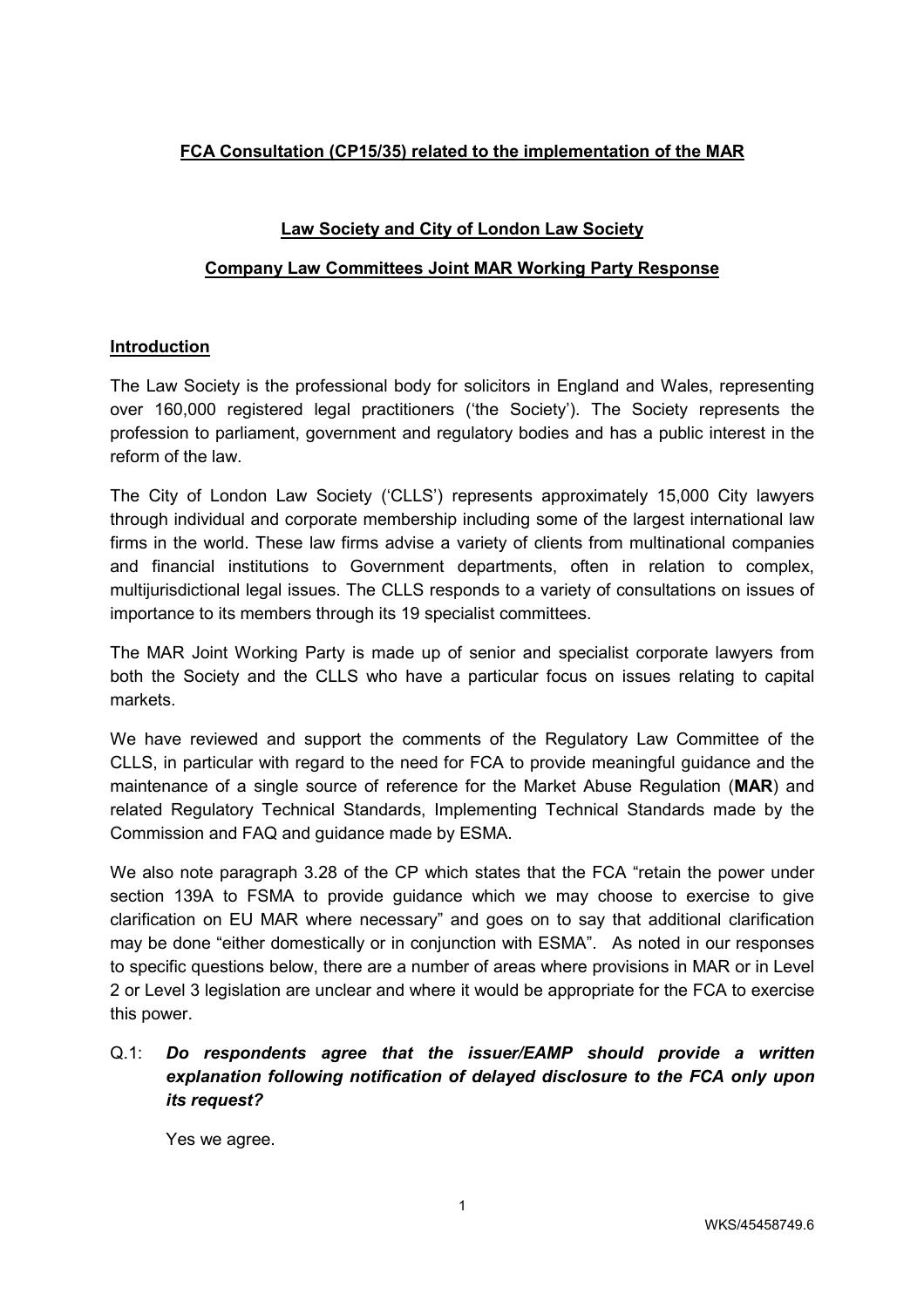**FCA Consultation (CP15/35) related to the implementation of the MAR**

**Law Society and City of London Law Society**

**Company Law Committees Joint MAR Working Party Response**

## Introduction

The Law Society is the professional body for solicitors in England and Wales, representing over 160,000 registered legal practitioners ('the Society'). The Society represents the profession to parliament, government and regulatory bodies and has a public interest in the reform of the law.

The City of London Law Society ('CLLS') represents approximately 15,000 City lawyers through individual and corporate membership including some of the largest international law firms in the world. These law firms advise a variety of clients from multinational companies and financial institutions to Government departments, often in relation to complex, multijurisdictional legal issues. The CLLS responds to a variety of consultations on issues of importance to its members through its 19 specialist committees.

The MAR Joint Working Party is made up of senior and specialist corporate lawyers from both the Society and the CLLS who have a particular focus on issues relating to capital markets.

We have reviewed and support the comments of the Regulatory Law Committee of the CLLS, in particular with regard to the need for FCA to provide meaningful guidance and the maintenance of a single source of reference for the Market Abuse Regulation (**MAR**) and related Regulatory Technical Standards, Implementing Technical Standards made by the Commission and FAQ and guidance made by ESMA.

We also note paragraph 3.28 of the CP which states that the FCA "retain the power under section 139A to FSMA to provide guidance which we may choose to exercise to give clarification on EU MAR where necessary" and goes on to say that additional clarification may be done "either domestically or in conjunction with ESMA". As noted in our responses to specific questions below, there are a number of areas where provisions in MAR or in Level 2 or Level 3 legislation are unclear and where it would be appropriate for the FCA to exercise this power.

Q.1: ***Do respondents agree that the issuer/EAMP should provide a written explanation following notification of delayed disclosure to the FCA only upon its request?***

Yes we agree.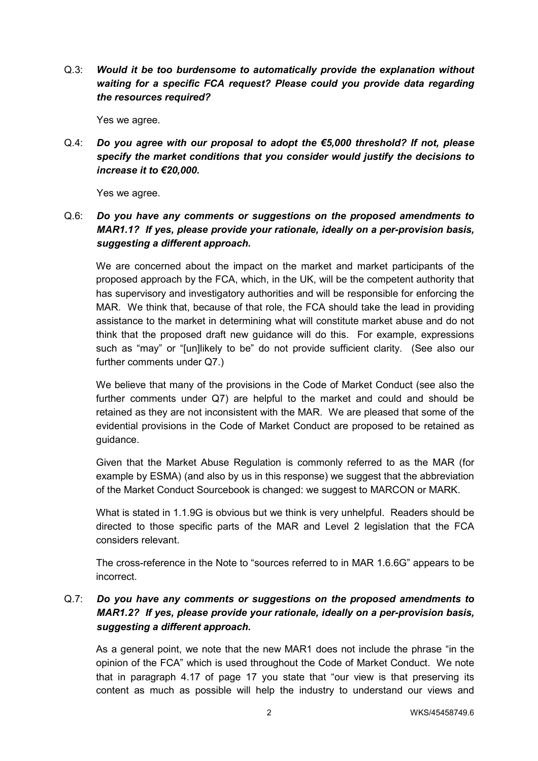Q.3: ***Would it be too burdensome to automatically provide the explanation without waiting for a specific FCA request? Please could you provide data regarding the resources required?***

Yes we agree.

Q.4: ***Do you agree with our proposal to adopt the €5,000 threshold? If not, please specify the market conditions that you consider would justify the decisions to increase it to €20,000.***

Yes we agree.

Q.6: ***Do you have any comments or suggestions on the proposed amendments to MAR1.1? If yes, please provide your rationale, ideally on a per-provision basis, suggesting a different approach.***

We are concerned about the impact on the market and market participants of the proposed approach by the FCA, which, in the UK, will be the competent authority that has supervisory and investigatory authorities and will be responsible for enforcing the MAR. We think that, because of that role, the FCA should take the lead in providing assistance to the market in determining what will constitute market abuse and do not think that the proposed draft new guidance will do this. For example, expressions such as "may" or "[un]likely to be" do not provide sufficient clarity. (See also our further comments under Q7.)

We believe that many of the provisions in the Code of Market Conduct (see also the further comments under Q7) are helpful to the market and could and should be retained as they are not inconsistent with the MAR. We are pleased that some of the evidential provisions in the Code of Market Conduct are proposed to be retained as guidance.

Given that the Market Abuse Regulation is commonly referred to as the MAR (for example by ESMA) (and also by us in this response) we suggest that the abbreviation of the Market Conduct Sourcebook is changed: we suggest to MARCON or MARK.

What is stated in 1.1.9G is obvious but we think is very unhelpful. Readers should be directed to those specific parts of the MAR and Level 2 legislation that the FCA considers relevant.

The cross-reference in the Note to "sources referred to in MAR 1.6.6G" appears to be incorrect.

Q.7: ***Do you have any comments or suggestions on the proposed amendments to MAR1.2? If yes, please provide your rationale, ideally on a per-provision basis, suggesting a different approach.***

As a general point, we note that the new MAR1 does not include the phrase "in the opinion of the FCA" which is used throughout the Code of Market Conduct. We note that in paragraph 4.17 of page 17 you state that "our view is that preserving its content as much as possible will help the industry to understand our views and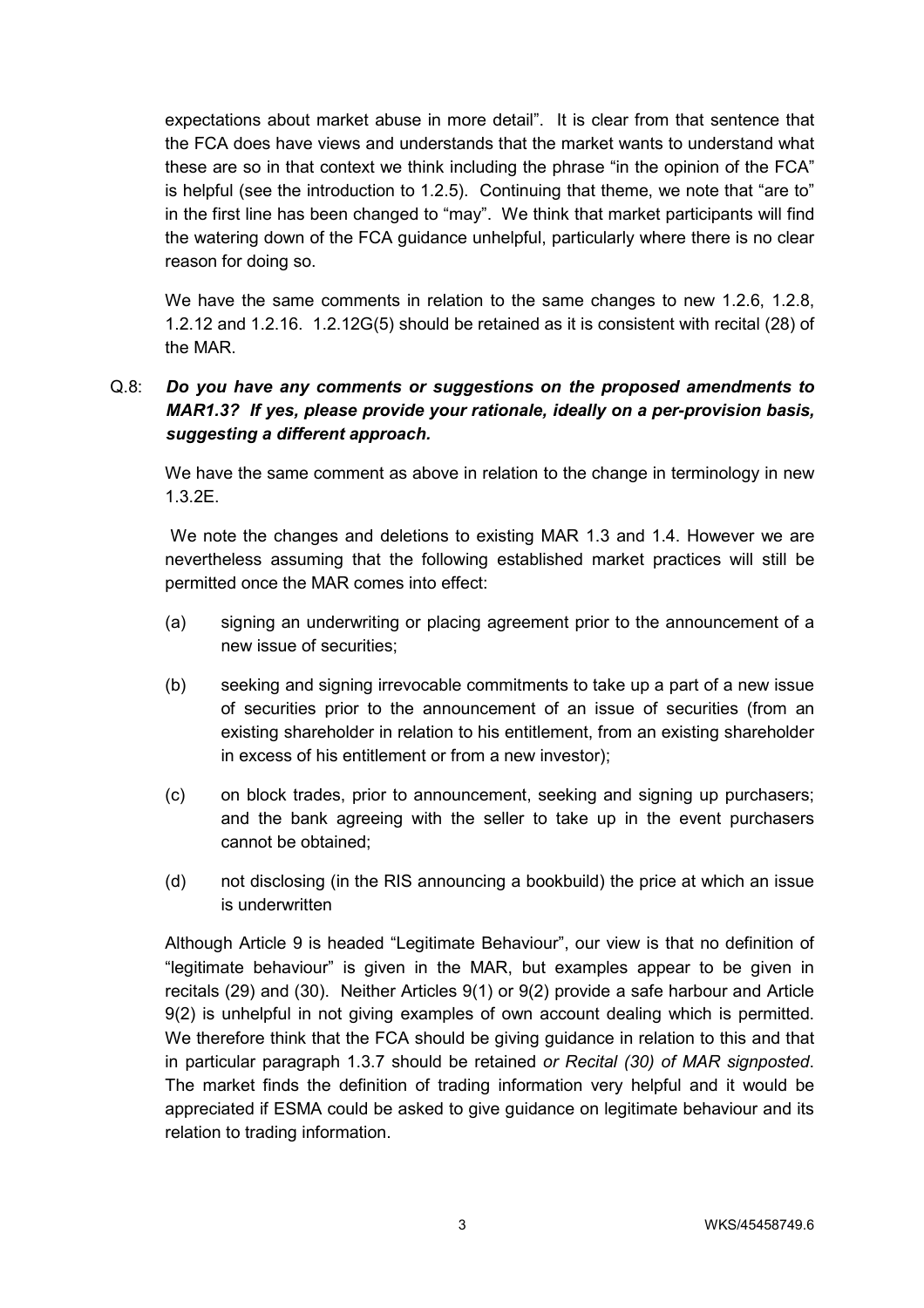expectations about market abuse in more detail". It is clear from that sentence that the FCA does have views and understands that the market wants to understand what these are so in that context we think including the phrase "in the opinion of the FCA" is helpful (see the introduction to 1.2.5). Continuing that theme, we note that "are to" in the first line has been changed to "may". We think that market participants will find the watering down of the FCA guidance unhelpful, particularly where there is no clear reason for doing so.

We have the same comments in relation to the same changes to new 1.2.6, 1.2.8, 1.2.12 and 1.2.16. 1.2.12G(5) should be retained as it is consistent with recital (28) of the MAR.

Q.8: ***Do you have any comments or suggestions on the proposed amendments to MAR1.3? If yes, please provide your rationale, ideally on a per-provision basis, suggesting a different approach.***

We have the same comment as above in relation to the change in terminology in new 1.3.2E.

We note the changes and deletions to existing MAR 1.3 and 1.4. However we are nevertheless assuming that the following established market practices will still be permitted once the MAR comes into effect:

(a) signing an underwriting or placing agreement prior to the announcement of a new issue of securities;

(b) seeking and signing irrevocable commitments to take up a part of a new issue of securities prior to the announcement of an issue of securities (from an existing shareholder in relation to his entitlement, from an existing shareholder in excess of his entitlement or from a new investor);

(c) on block trades, prior to announcement, seeking and signing up purchasers; and the bank agreeing with the seller to take up in the event purchasers cannot be obtained;

(d) not disclosing (in the RIS announcing a bookbuild) the price at which an issue is underwritten

Although Article 9 is headed "Legitimate Behaviour", our view is that no definition of "legitimate behaviour" is given in the MAR, but examples appear to be given in recitals (29) and (30). Neither Articles 9(1) or 9(2) provide a safe harbour and Article 9(2) is unhelpful in not giving examples of own account dealing which is permitted. We therefore think that the FCA should be giving guidance in relation to this and that in particular paragraph 1.3.7 should be retained *or Recital (30) of MAR signposted*. The market finds the definition of trading information very helpful and it would be appreciated if ESMA could be asked to give guidance on legitimate behaviour and its relation to trading information.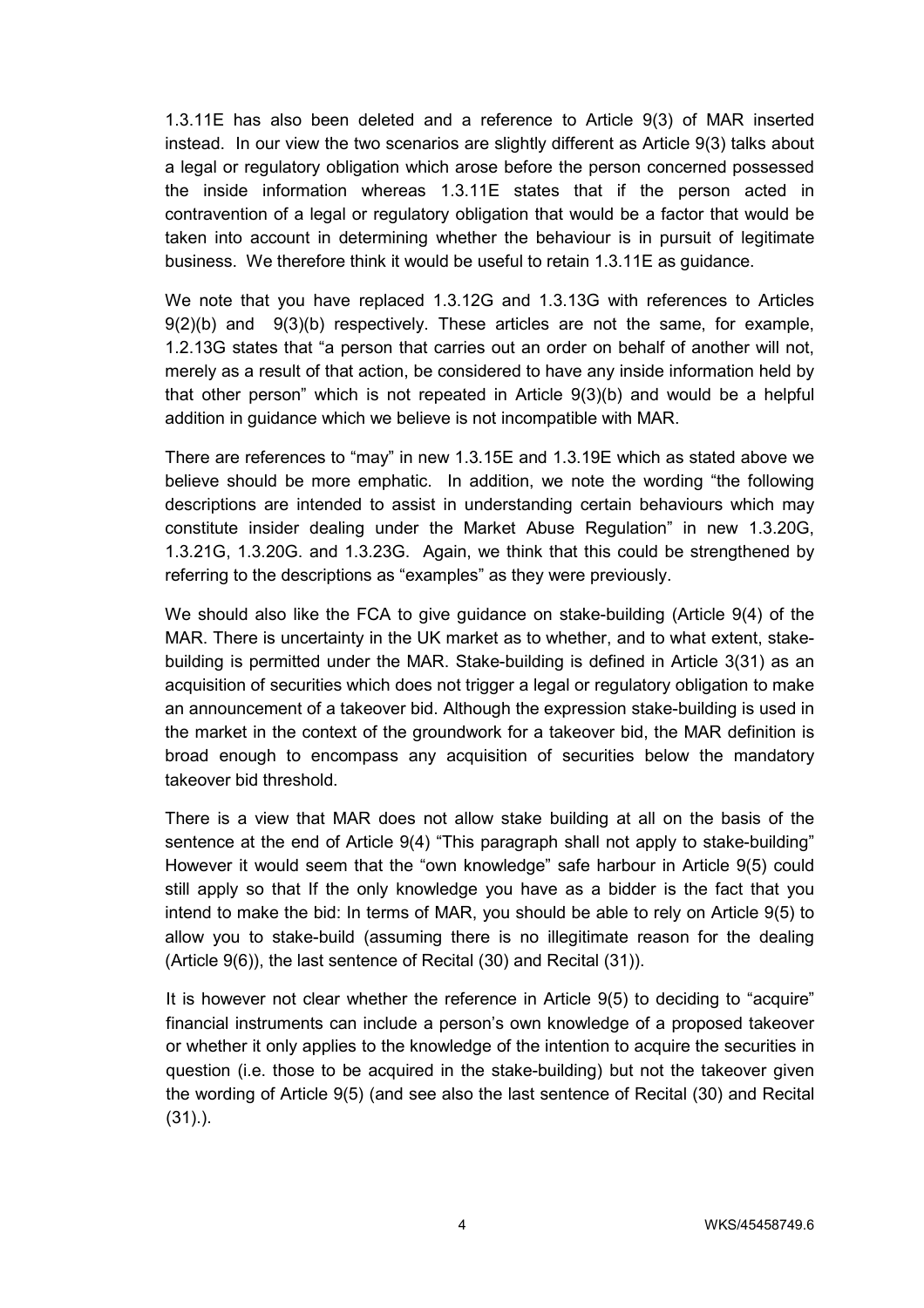1.3.11E has also been deleted and a reference to Article 9(3) of MAR inserted instead. In our view the two scenarios are slightly different as Article 9(3) talks about a legal or regulatory obligation which arose before the person concerned possessed the inside information whereas 1.3.11E states that if the person acted in contravention of a legal or regulatory obligation that would be a factor that would be taken into account in determining whether the behaviour is in pursuit of legitimate business. We therefore think it would be useful to retain 1.3.11E as guidance.

We note that you have replaced 1.3.12G and 1.3.13G with references to Articles 9(2)(b) and 9(3)(b) respectively. These articles are not the same, for example, 1.2.13G states that "a person that carries out an order on behalf of another will not, merely as a result of that action, be considered to have any inside information held by that other person" which is not repeated in Article 9(3)(b) and would be a helpful addition in guidance which we believe is not incompatible with MAR.

There are references to "may" in new 1.3.15E and 1.3.19E which as stated above we believe should be more emphatic. In addition, we note the wording "the following descriptions are intended to assist in understanding certain behaviours which may constitute insider dealing under the Market Abuse Regulation" in new 1.3.20G, 1.3.21G, 1.3.20G. and 1.3.23G. Again, we think that this could be strengthened by referring to the descriptions as "examples" as they were previously.

We should also like the FCA to give guidance on stake-building (Article 9(4) of the MAR. There is uncertainty in the UK market as to whether, and to what extent, stake-building is permitted under the MAR. Stake-building is defined in Article 3(31) as an acquisition of securities which does not trigger a legal or regulatory obligation to make an announcement of a takeover bid. Although the expression stake-building is used in the market in the context of the groundwork for a takeover bid, the MAR definition is broad enough to encompass any acquisition of securities below the mandatory takeover bid threshold.

There is a view that MAR does not allow stake building at all on the basis of the sentence at the end of Article 9(4) "This paragraph shall not apply to stake-building" However it would seem that the "own knowledge" safe harbour in Article 9(5) could still apply so that If the only knowledge you have as a bidder is the fact that you intend to make the bid: In terms of MAR, you should be able to rely on Article 9(5) to allow you to stake-build (assuming there is no illegitimate reason for the dealing (Article 9(6)), the last sentence of Recital (30) and Recital (31)).

It is however not clear whether the reference in Article 9(5) to deciding to "acquire" financial instruments can include a person's own knowledge of a proposed takeover or whether it only applies to the knowledge of the intention to acquire the securities in question (i.e. those to be acquired in the stake-building) but not the takeover given the wording of Article 9(5) (and see also the last sentence of Recital (30) and Recital (31).).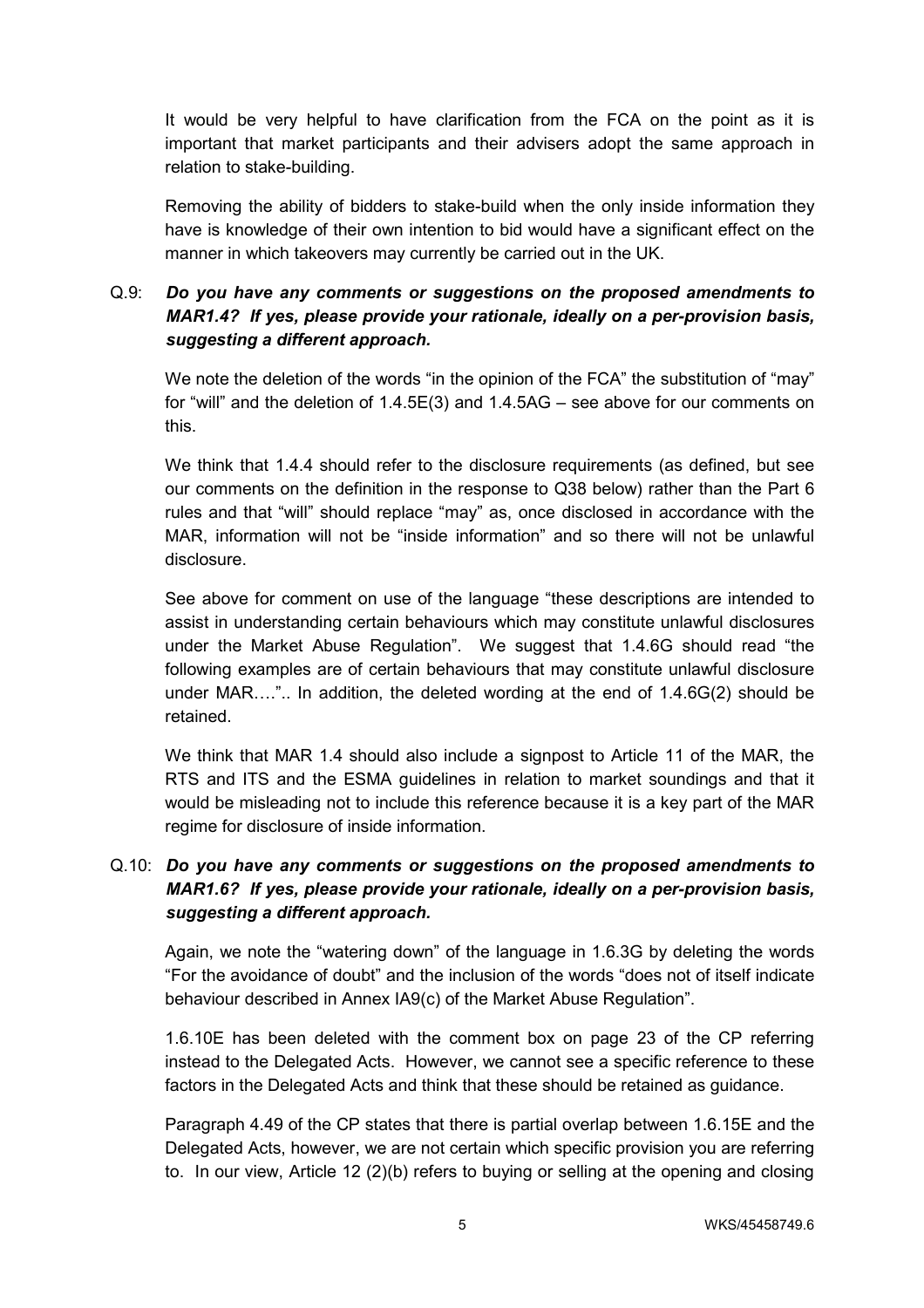It would be very helpful to have clarification from the FCA on the point as it is important that market participants and their advisers adopt the same approach in relation to stake-building.

Removing the ability of bidders to stake-build when the only inside information they have is knowledge of their own intention to bid would have a significant effect on the manner in which takeovers may currently be carried out in the UK.

Q.9: ***Do you have any comments or suggestions on the proposed amendments to MAR1.4? If yes, please provide your rationale, ideally on a per-provision basis, suggesting a different approach.***

We note the deletion of the words "in the opinion of the FCA" the substitution of "may" for "will" and the deletion of 1.4.5E(3) and 1.4.5AG – see above for our comments on this.

We think that 1.4.4 should refer to the disclosure requirements (as defined, but see our comments on the definition in the response to Q38 below) rather than the Part 6 rules and that "will" should replace "may" as, once disclosed in accordance with the MAR, information will not be "inside information" and so there will not be unlawful disclosure.

See above for comment on use of the language "these descriptions are intended to assist in understanding certain behaviours which may constitute unlawful disclosures under the Market Abuse Regulation". We suggest that 1.4.6G should read "the following examples are of certain behaviours that may constitute unlawful disclosure under MAR….".. In addition, the deleted wording at the end of 1.4.6G(2) should be retained.

We think that MAR 1.4 should also include a signpost to Article 11 of the MAR, the RTS and ITS and the ESMA guidelines in relation to market soundings and that it would be misleading not to include this reference because it is a key part of the MAR regime for disclosure of inside information.

Q.10: ***Do you have any comments or suggestions on the proposed amendments to MAR1.6? If yes, please provide your rationale, ideally on a per-provision basis, suggesting a different approach.***

Again, we note the "watering down" of the language in 1.6.3G by deleting the words "For the avoidance of doubt" and the inclusion of the words "does not of itself indicate behaviour described in Annex IA9(c) of the Market Abuse Regulation".

1.6.10E has been deleted with the comment box on page 23 of the CP referring instead to the Delegated Acts. However, we cannot see a specific reference to these factors in the Delegated Acts and think that these should be retained as guidance.

Paragraph 4.49 of the CP states that there is partial overlap between 1.6.15E and the Delegated Acts, however, we are not certain which specific provision you are referring to. In our view, Article 12 (2)(b) refers to buying or selling at the opening and closing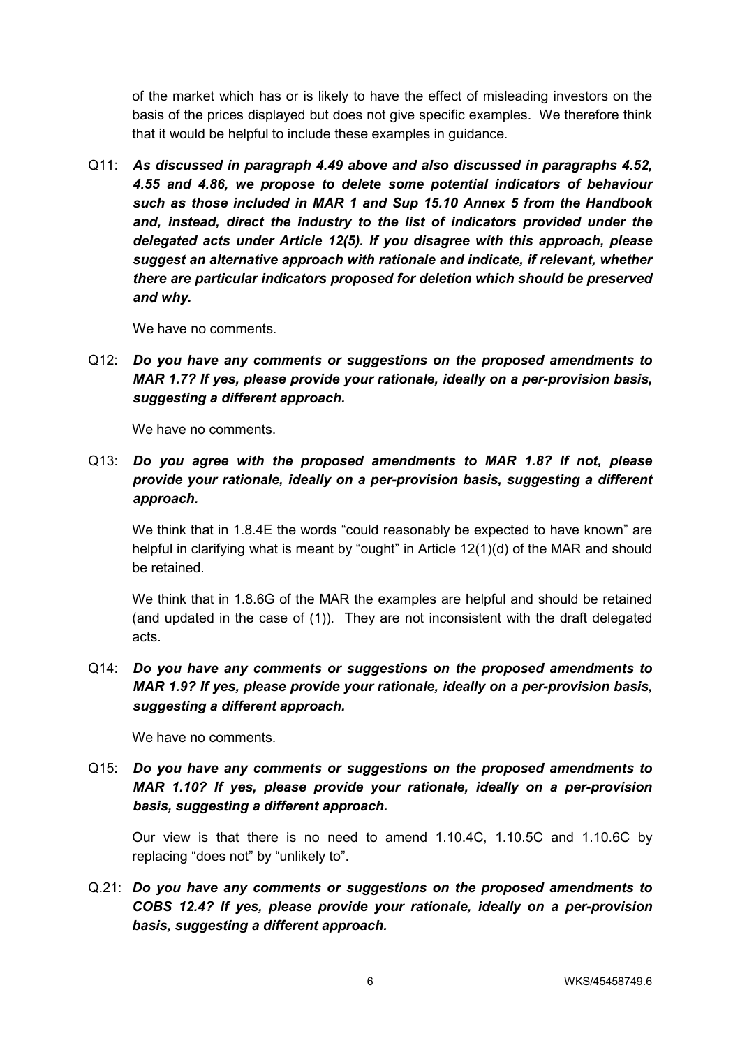of the market which has or is likely to have the effect of misleading investors on the basis of the prices displayed but does not give specific examples. We therefore think that it would be helpful to include these examples in guidance.

Q11: ***As discussed in paragraph 4.49 above and also discussed in paragraphs 4.52, 4.55 and 4.86, we propose to delete some potential indicators of behaviour such as those included in MAR 1 and Sup 15.10 Annex 5 from the Handbook and, instead, direct the industry to the list of indicators provided under the delegated acts under Article 12(5). If you disagree with this approach, please suggest an alternative approach with rationale and indicate, if relevant, whether there are particular indicators proposed for deletion which should be preserved and why.***

We have no comments.

Q12: ***Do you have any comments or suggestions on the proposed amendments to MAR 1.7? If yes, please provide your rationale, ideally on a per-provision basis, suggesting a different approach.***

We have no comments.

Q13: ***Do you agree with the proposed amendments to MAR 1.8? If not, please provide your rationale, ideally on a per-provision basis, suggesting a different approach.***

We think that in 1.8.4E the words "could reasonably be expected to have known" are helpful in clarifying what is meant by "ought" in Article 12(1)(d) of the MAR and should be retained.

We think that in 1.8.6G of the MAR the examples are helpful and should be retained (and updated in the case of (1)). They are not inconsistent with the draft delegated acts.

Q14: ***Do you have any comments or suggestions on the proposed amendments to MAR 1.9? If yes, please provide your rationale, ideally on a per-provision basis, suggesting a different approach.***

We have no comments.

Q15: ***Do you have any comments or suggestions on the proposed amendments to MAR 1.10? If yes, please provide your rationale, ideally on a per-provision basis, suggesting a different approach.***

Our view is that there is no need to amend 1.10.4C, 1.10.5C and 1.10.6C by replacing "does not" by "unlikely to".

Q.21: ***Do you have any comments or suggestions on the proposed amendments to COBS 12.4? If yes, please provide your rationale, ideally on a per-provision basis, suggesting a different approach.***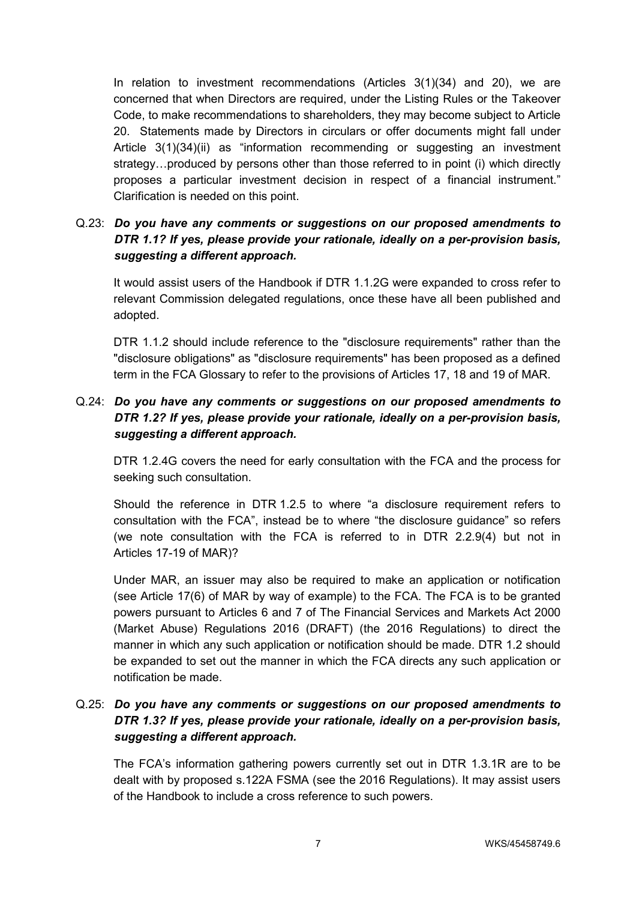In relation to investment recommendations (Articles 3(1)(34) and 20), we are concerned that when Directors are required, under the Listing Rules or the Takeover Code, to make recommendations to shareholders, they may become subject to Article 20. Statements made by Directors in circulars or offer documents might fall under Article 3(1)(34)(ii) as "information recommending or suggesting an investment strategy…produced by persons other than those referred to in point (i) which directly proposes a particular investment decision in respect of a financial instrument." Clarification is needed on this point.

**Q.23:** ***Do you have any comments or suggestions on our proposed amendments to DTR 1.1? If yes, please provide your rationale, ideally on a per-provision basis, suggesting a different approach.***

It would assist users of the Handbook if DTR 1.1.2G were expanded to cross refer to relevant Commission delegated regulations, once these have all been published and adopted.

DTR 1.1.2 should include reference to the "disclosure requirements" rather than the "disclosure obligations" as "disclosure requirements" has been proposed as a defined term in the FCA Glossary to refer to the provisions of Articles 17, 18 and 19 of MAR.

**Q.24:** ***Do you have any comments or suggestions on our proposed amendments to DTR 1.2? If yes, please provide your rationale, ideally on a per-provision basis, suggesting a different approach.***

DTR 1.2.4G covers the need for early consultation with the FCA and the process for seeking such consultation.

Should the reference in DTR 1.2.5 to where "a disclosure requirement refers to consultation with the FCA", instead be to where "the disclosure guidance" so refers (we note consultation with the FCA is referred to in DTR 2.2.9(4) but not in Articles 17-19 of MAR)?

Under MAR, an issuer may also be required to make an application or notification (see Article 17(6) of MAR by way of example) to the FCA. The FCA is to be granted powers pursuant to Articles 6 and 7 of The Financial Services and Markets Act 2000 (Market Abuse) Regulations 2016 (DRAFT) (the 2016 Regulations) to direct the manner in which any such application or notification should be made. DTR 1.2 should be expanded to set out the manner in which the FCA directs any such application or notification be made.

**Q.25:** ***Do you have any comments or suggestions on our proposed amendments to DTR 1.3? If yes, please provide your rationale, ideally on a per-provision basis, suggesting a different approach.***

The FCA's information gathering powers currently set out in DTR 1.3.1R are to be dealt with by proposed s.122A FSMA (see the 2016 Regulations). It may assist users of the Handbook to include a cross reference to such powers.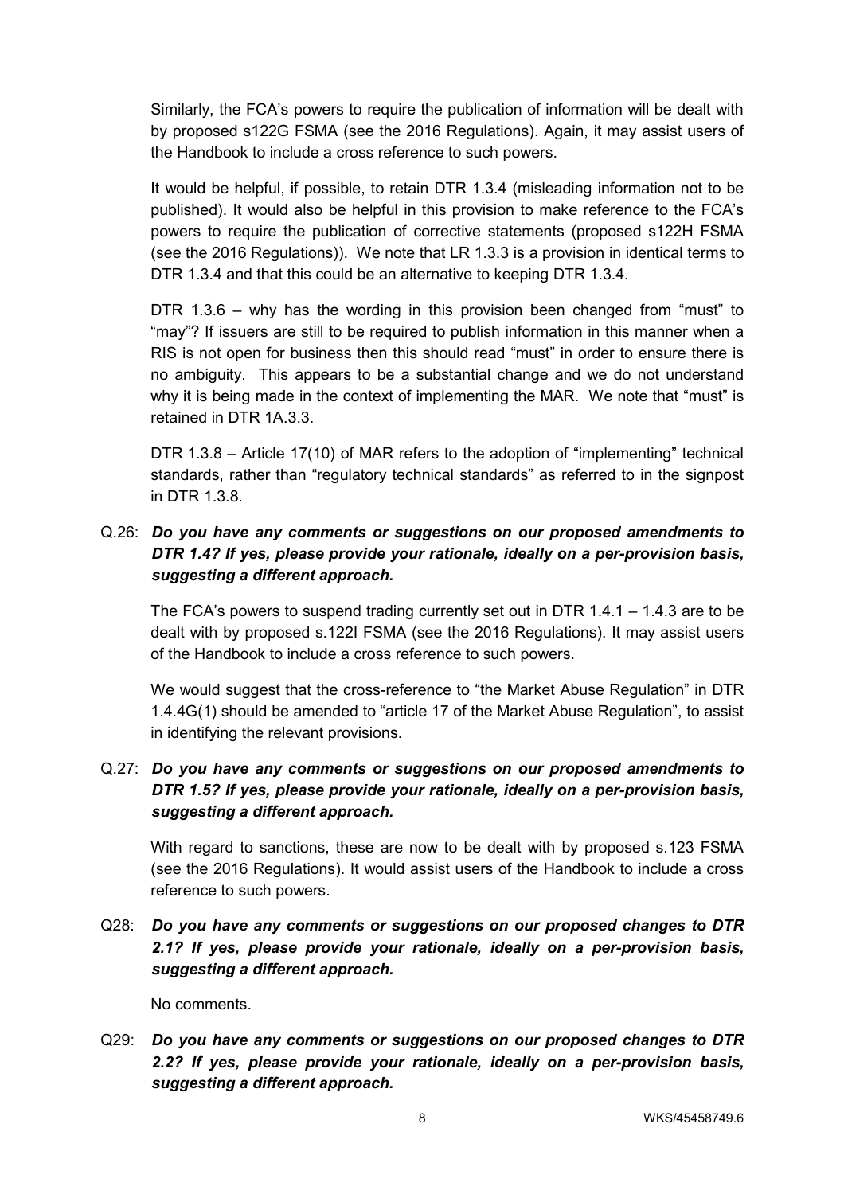Similarly, the FCA's powers to require the publication of information will be dealt with by proposed s122G FSMA (see the 2016 Regulations). Again, it may assist users of the Handbook to include a cross reference to such powers.

It would be helpful, if possible, to retain DTR 1.3.4 (misleading information not to be published). It would also be helpful in this provision to make reference to the FCA's powers to require the publication of corrective statements (proposed s122H FSMA (see the 2016 Regulations)). We note that LR 1.3.3 is a provision in identical terms to DTR 1.3.4 and that this could be an alternative to keeping DTR 1.3.4.

DTR 1.3.6 – why has the wording in this provision been changed from "must" to "may"? If issuers are still to be required to publish information in this manner when a RIS is not open for business then this should read "must" in order to ensure there is no ambiguity. This appears to be a substantial change and we do not understand why it is being made in the context of implementing the MAR. We note that "must" is retained in DTR 1A.3.3.

DTR 1.3.8 – Article 17(10) of MAR refers to the adoption of "implementing" technical standards, rather than "regulatory technical standards" as referred to in the signpost in DTR 1.3.8.

Q.26: ***Do you have any comments or suggestions on our proposed amendments to DTR 1.4? If yes, please provide your rationale, ideally on a per-provision basis, suggesting a different approach.***

The FCA's powers to suspend trading currently set out in DTR 1.4.1 – 1.4.3 are to be dealt with by proposed s.122I FSMA (see the 2016 Regulations). It may assist users of the Handbook to include a cross reference to such powers.

We would suggest that the cross-reference to "the Market Abuse Regulation" in DTR 1.4.4G(1) should be amended to "article 17 of the Market Abuse Regulation", to assist in identifying the relevant provisions.

Q.27: ***Do you have any comments or suggestions on our proposed amendments to DTR 1.5? If yes, please provide your rationale, ideally on a per-provision basis, suggesting a different approach.***

With regard to sanctions, these are now to be dealt with by proposed s.123 FSMA (see the 2016 Regulations). It would assist users of the Handbook to include a cross reference to such powers.

Q28: ***Do you have any comments or suggestions on our proposed changes to DTR 2.1? If yes, please provide your rationale, ideally on a per-provision basis, suggesting a different approach.***

No comments.

Q29: ***Do you have any comments or suggestions on our proposed changes to DTR 2.2? If yes, please provide your rationale, ideally on a per-provision basis, suggesting a different approach.***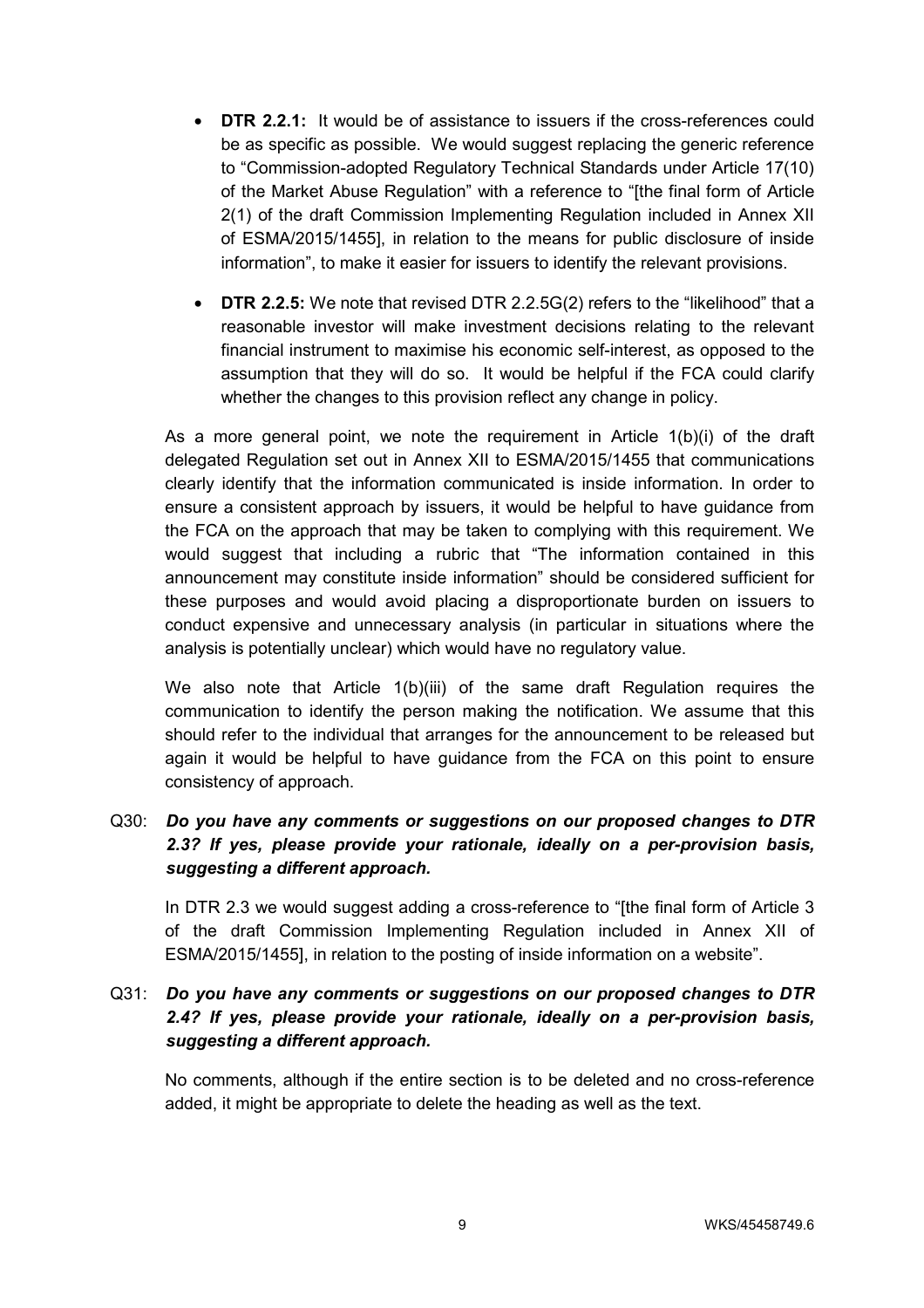- **DTR 2.2.1:** It would be of assistance to issuers if the cross-references could be as specific as possible. We would suggest replacing the generic reference to "Commission-adopted Regulatory Technical Standards under Article 17(10) of the Market Abuse Regulation" with a reference to "[the final form of Article 2(1) of the draft Commission Implementing Regulation included in Annex XII of ESMA/2015/1455], in relation to the means for public disclosure of inside information", to make it easier for issuers to identify the relevant provisions.
- **DTR 2.2.5:** We note that revised DTR 2.2.5G(2) refers to the "likelihood" that a reasonable investor will make investment decisions relating to the relevant financial instrument to maximise his economic self-interest, as opposed to the assumption that they will do so. It would be helpful if the FCA could clarify whether the changes to this provision reflect any change in policy.

As a more general point, we note the requirement in Article 1(b)(i) of the draft delegated Regulation set out in Annex XII to ESMA/2015/1455 that communications clearly identify that the information communicated is inside information. In order to ensure a consistent approach by issuers, it would be helpful to have guidance from the FCA on the approach that may be taken to complying with this requirement. We would suggest that including a rubric that "The information contained in this announcement may constitute inside information" should be considered sufficient for these purposes and would avoid placing a disproportionate burden on issuers to conduct expensive and unnecessary analysis (in particular in situations where the analysis is potentially unclear) which would have no regulatory value.

We also note that Article 1(b)(iii) of the same draft Regulation requires the communication to identify the person making the notification. We assume that this should refer to the individual that arranges for the announcement to be released but again it would be helpful to have guidance from the FCA on this point to ensure consistency of approach.

Q30: ***Do you have any comments or suggestions on our proposed changes to DTR 2.3? If yes, please provide your rationale, ideally on a per-provision basis, suggesting a different approach.***

In DTR 2.3 we would suggest adding a cross-reference to "[the final form of Article 3 of the draft Commission Implementing Regulation included in Annex XII of ESMA/2015/1455], in relation to the posting of inside information on a website".

Q31: ***Do you have any comments or suggestions on our proposed changes to DTR 2.4? If yes, please provide your rationale, ideally on a per-provision basis, suggesting a different approach.***

No comments, although if the entire section is to be deleted and no cross-reference added, it might be appropriate to delete the heading as well as the text.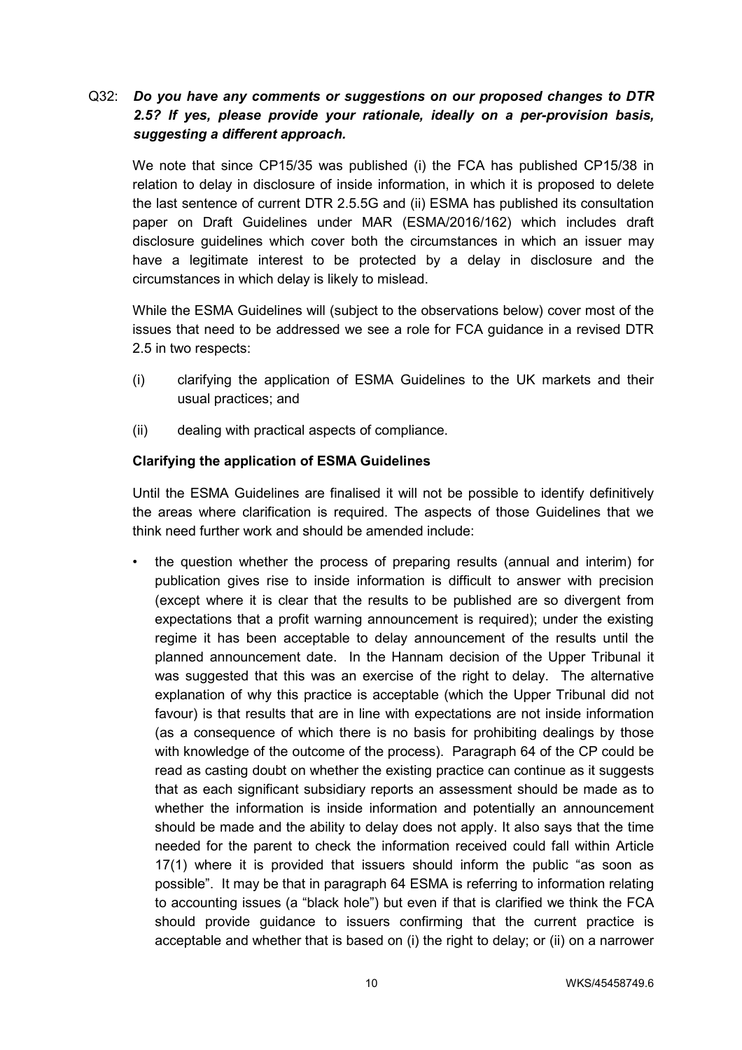Q32: ***Do you have any comments or suggestions on our proposed changes to DTR 2.5? If yes, please provide your rationale, ideally on a per-provision basis, suggesting a different approach.***

We note that since CP15/35 was published (i) the FCA has published CP15/38 in relation to delay in disclosure of inside information, in which it is proposed to delete the last sentence of current DTR 2.5.5G and (ii) ESMA has published its consultation paper on Draft Guidelines under MAR (ESMA/2016/162) which includes draft disclosure guidelines which cover both the circumstances in which an issuer may have a legitimate interest to be protected by a delay in disclosure and the circumstances in which delay is likely to mislead.

While the ESMA Guidelines will (subject to the observations below) cover most of the issues that need to be addressed we see a role for FCA guidance in a revised DTR 2.5 in two respects:

(i) clarifying the application of ESMA Guidelines to the UK markets and their usual practices; and

(ii) dealing with practical aspects of compliance.

**Clarifying the application of ESMA Guidelines**

Until the ESMA Guidelines are finalised it will not be possible to identify definitively the areas where clarification is required. The aspects of those Guidelines that we think need further work and should be amended include:

- the question whether the process of preparing results (annual and interim) for publication gives rise to inside information is difficult to answer with precision (except where it is clear that the results to be published are so divergent from expectations that a profit warning announcement is required); under the existing regime it has been acceptable to delay announcement of the results until the planned announcement date. In the Hannam decision of the Upper Tribunal it was suggested that this was an exercise of the right to delay. The alternative explanation of why this practice is acceptable (which the Upper Tribunal did not favour) is that results that are in line with expectations are not inside information (as a consequence of which there is no basis for prohibiting dealings by those with knowledge of the outcome of the process). Paragraph 64 of the CP could be read as casting doubt on whether the existing practice can continue as it suggests that as each significant subsidiary reports an assessment should be made as to whether the information is inside information and potentially an announcement should be made and the ability to delay does not apply. It also says that the time needed for the parent to check the information received could fall within Article 17(1) where it is provided that issuers should inform the public "as soon as possible". It may be that in paragraph 64 ESMA is referring to information relating to accounting issues (a "black hole") but even if that is clarified we think the FCA should provide guidance to issuers confirming that the current practice is acceptable and whether that is based on (i) the right to delay; or (ii) on a narrower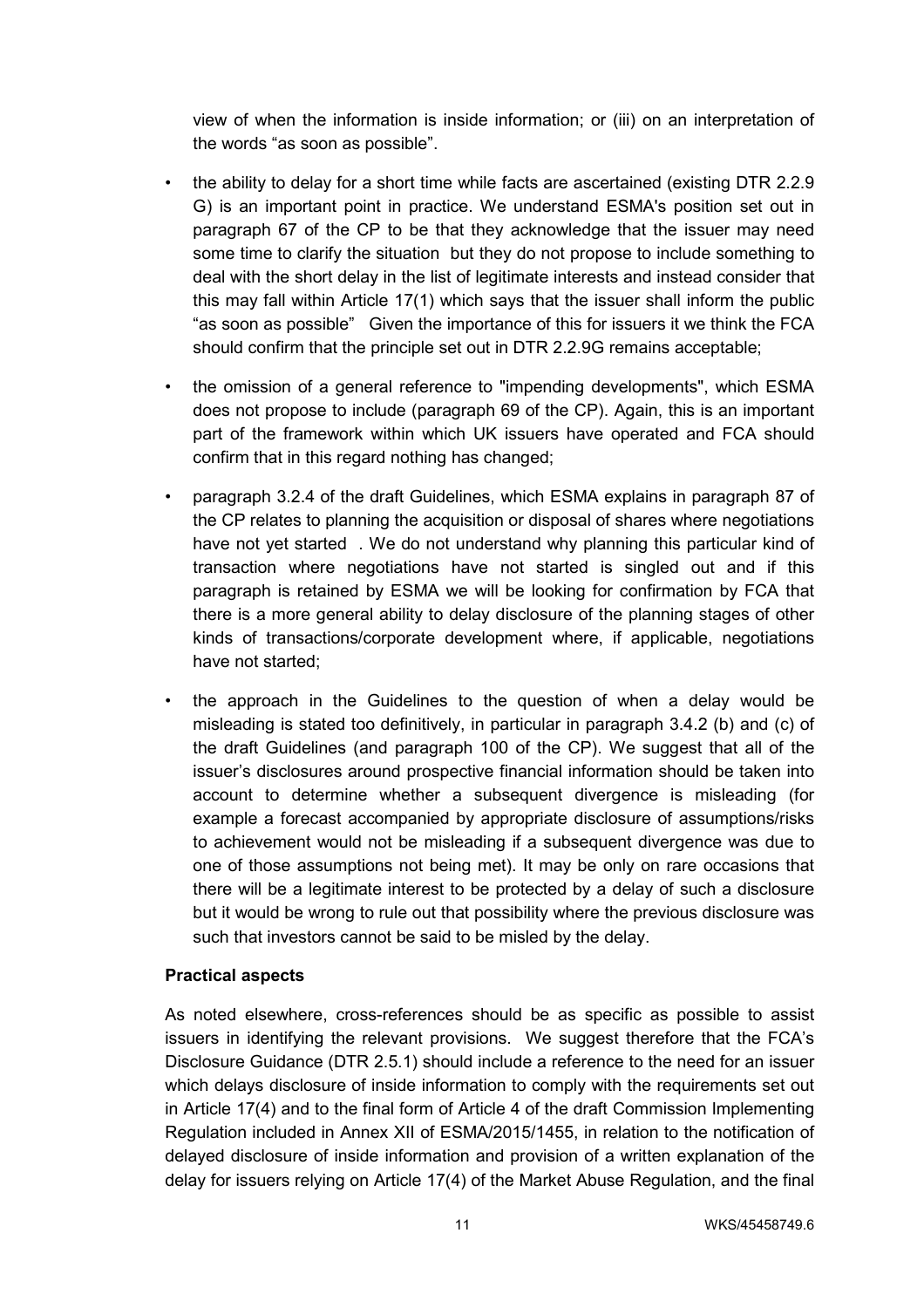view of when the information is inside information; or (iii) on an interpretation of the words "as soon as possible".

- the ability to delay for a short time while facts are ascertained (existing DTR 2.2.9 G) is an important point in practice. We understand ESMA's position set out in paragraph 67 of the CP to be that they acknowledge that the issuer may need some time to clarify the situation but they do not propose to include something to deal with the short delay in the list of legitimate interests and instead consider that this may fall within Article 17(1) which says that the issuer shall inform the public "as soon as possible" Given the importance of this for issuers it we think the FCA should confirm that the principle set out in DTR 2.2.9G remains acceptable;
- the omission of a general reference to "impending developments", which ESMA does not propose to include (paragraph 69 of the CP). Again, this is an important part of the framework within which UK issuers have operated and FCA should confirm that in this regard nothing has changed;
- paragraph 3.2.4 of the draft Guidelines, which ESMA explains in paragraph 87 of the CP relates to planning the acquisition or disposal of shares where negotiations have not yet started . We do not understand why planning this particular kind of transaction where negotiations have not started is singled out and if this paragraph is retained by ESMA we will be looking for confirmation by FCA that there is a more general ability to delay disclosure of the planning stages of other kinds of transactions/corporate development where, if applicable, negotiations have not started;
- the approach in the Guidelines to the question of when a delay would be misleading is stated too definitively, in particular in paragraph 3.4.2 (b) and (c) of the draft Guidelines (and paragraph 100 of the CP). We suggest that all of the issuer's disclosures around prospective financial information should be taken into account to determine whether a subsequent divergence is misleading (for example a forecast accompanied by appropriate disclosure of assumptions/risks to achievement would not be misleading if a subsequent divergence was due to one of those assumptions not being met). It may be only on rare occasions that there will be a legitimate interest to be protected by a delay of such a disclosure but it would be wrong to rule out that possibility where the previous disclosure was such that investors cannot be said to be misled by the delay.

**Practical aspects**

As noted elsewhere, cross-references should be as specific as possible to assist issuers in identifying the relevant provisions. We suggest therefore that the FCA's Disclosure Guidance (DTR 2.5.1) should include a reference to the need for an issuer which delays disclosure of inside information to comply with the requirements set out in Article 17(4) and to the final form of Article 4 of the draft Commission Implementing Regulation included in Annex XII of ESMA/2015/1455, in relation to the notification of delayed disclosure of inside information and provision of a written explanation of the delay for issuers relying on Article 17(4) of the Market Abuse Regulation, and the final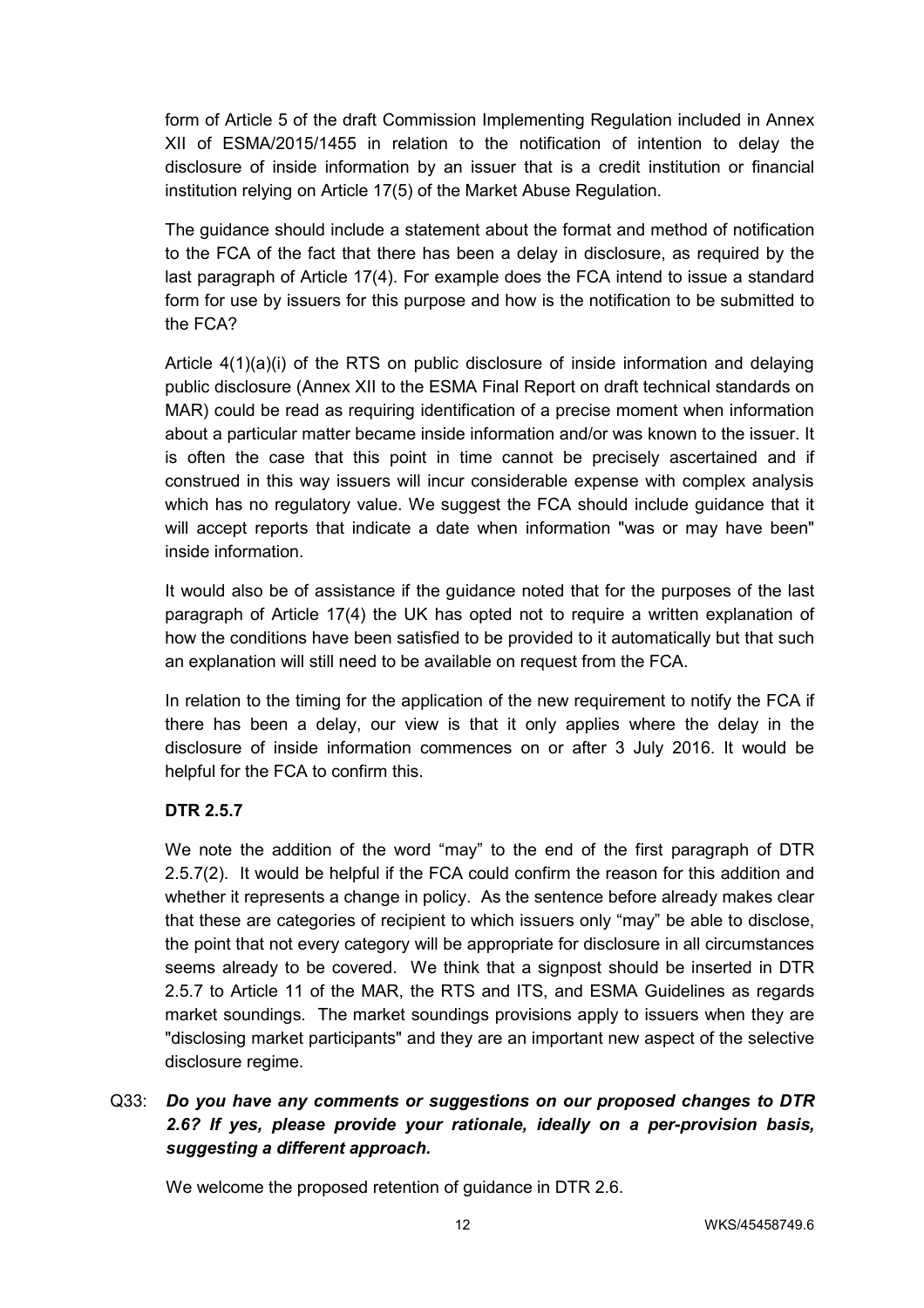form of Article 5 of the draft Commission Implementing Regulation included in Annex XII of ESMA/2015/1455 in relation to the notification of intention to delay the disclosure of inside information by an issuer that is a credit institution or financial institution relying on Article 17(5) of the Market Abuse Regulation.

The guidance should include a statement about the format and method of notification to the FCA of the fact that there has been a delay in disclosure, as required by the last paragraph of Article 17(4). For example does the FCA intend to issue a standard form for use by issuers for this purpose and how is the notification to be submitted to the FCA?

Article 4(1)(a)(i) of the RTS on public disclosure of inside information and delaying public disclosure (Annex XII to the ESMA Final Report on draft technical standards on MAR) could be read as requiring identification of a precise moment when information about a particular matter became inside information and/or was known to the issuer. It is often the case that this point in time cannot be precisely ascertained and if construed in this way issuers will incur considerable expense with complex analysis which has no regulatory value. We suggest the FCA should include guidance that it will accept reports that indicate a date when information "was or may have been" inside information.

It would also be of assistance if the guidance noted that for the purposes of the last paragraph of Article 17(4) the UK has opted not to require a written explanation of how the conditions have been satisfied to be provided to it automatically but that such an explanation will still need to be available on request from the FCA.

In relation to the timing for the application of the new requirement to notify the FCA if there has been a delay, our view is that it only applies where the delay in the disclosure of inside information commences on or after 3 July 2016. It would be helpful for the FCA to confirm this.

**DTR 2.5.7**

We note the addition of the word "may" to the end of the first paragraph of DTR 2.5.7(2). It would be helpful if the FCA could confirm the reason for this addition and whether it represents a change in policy. As the sentence before already makes clear that these are categories of recipient to which issuers only "may" be able to disclose, the point that not every category will be appropriate for disclosure in all circumstances seems already to be covered. We think that a signpost should be inserted in DTR 2.5.7 to Article 11 of the MAR, the RTS and ITS, and ESMA Guidelines as regards market soundings. The market soundings provisions apply to issuers when they are "disclosing market participants" and they are an important new aspect of the selective disclosure regime.

Q33: ***Do you have any comments or suggestions on our proposed changes to DTR 2.6? If yes, please provide your rationale, ideally on a per-provision basis, suggesting a different approach.***

We welcome the proposed retention of guidance in DTR 2.6.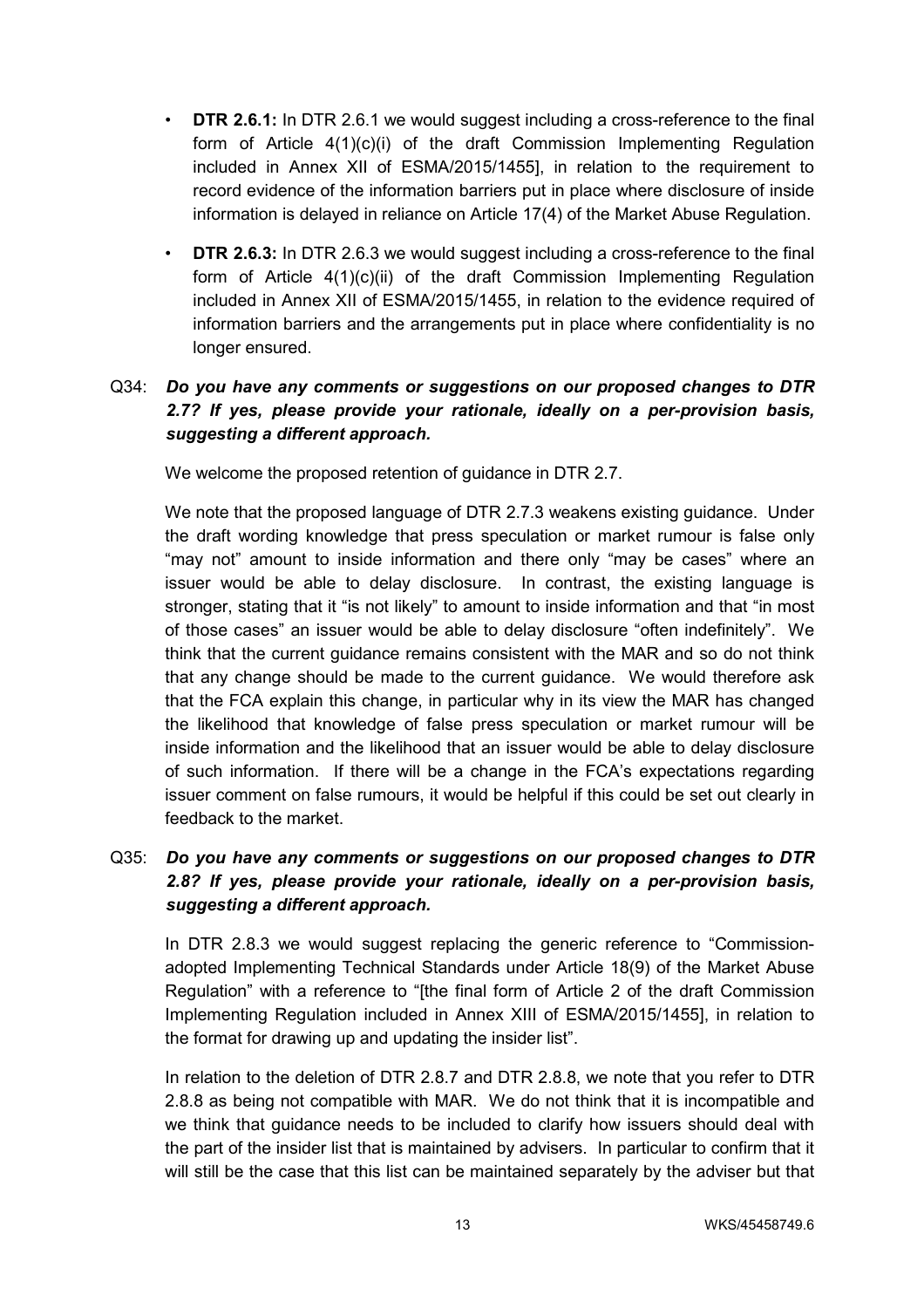- **DTR 2.6.1:** In DTR 2.6.1 we would suggest including a cross-reference to the final form of Article 4(1)(c)(i) of the draft Commission Implementing Regulation included in Annex XII of ESMA/2015/1455], in relation to the requirement to record evidence of the information barriers put in place where disclosure of inside information is delayed in reliance on Article 17(4) of the Market Abuse Regulation.

- **DTR 2.6.3:** In DTR 2.6.3 we would suggest including a cross-reference to the final form of Article 4(1)(c)(ii) of the draft Commission Implementing Regulation included in Annex XII of ESMA/2015/1455, in relation to the evidence required of information barriers and the arrangements put in place where confidentiality is no longer ensured.

Q34: ***Do you have any comments or suggestions on our proposed changes to DTR 2.7? If yes, please provide your rationale, ideally on a per-provision basis, suggesting a different approach.***

We welcome the proposed retention of guidance in DTR 2.7.

We note that the proposed language of DTR 2.7.3 weakens existing guidance. Under the draft wording knowledge that press speculation or market rumour is false only "may not" amount to inside information and there only "may be cases" where an issuer would be able to delay disclosure. In contrast, the existing language is stronger, stating that it "is not likely" to amount to inside information and that "in most of those cases" an issuer would be able to delay disclosure "often indefinitely". We think that the current guidance remains consistent with the MAR and so do not think that any change should be made to the current guidance. We would therefore ask that the FCA explain this change, in particular why in its view the MAR has changed the likelihood that knowledge of false press speculation or market rumour will be inside information and the likelihood that an issuer would be able to delay disclosure of such information. If there will be a change in the FCA's expectations regarding issuer comment on false rumours, it would be helpful if this could be set out clearly in feedback to the market.

Q35: ***Do you have any comments or suggestions on our proposed changes to DTR 2.8? If yes, please provide your rationale, ideally on a per-provision basis, suggesting a different approach.***

In DTR 2.8.3 we would suggest replacing the generic reference to "Commission-adopted Implementing Technical Standards under Article 18(9) of the Market Abuse Regulation" with a reference to "[the final form of Article 2 of the draft Commission Implementing Regulation included in Annex XIII of ESMA/2015/1455], in relation to the format for drawing up and updating the insider list".

In relation to the deletion of DTR 2.8.7 and DTR 2.8.8, we note that you refer to DTR 2.8.8 as being not compatible with MAR. We do not think that it is incompatible and we think that guidance needs to be included to clarify how issuers should deal with the part of the insider list that is maintained by advisers. In particular to confirm that it will still be the case that this list can be maintained separately by the adviser but that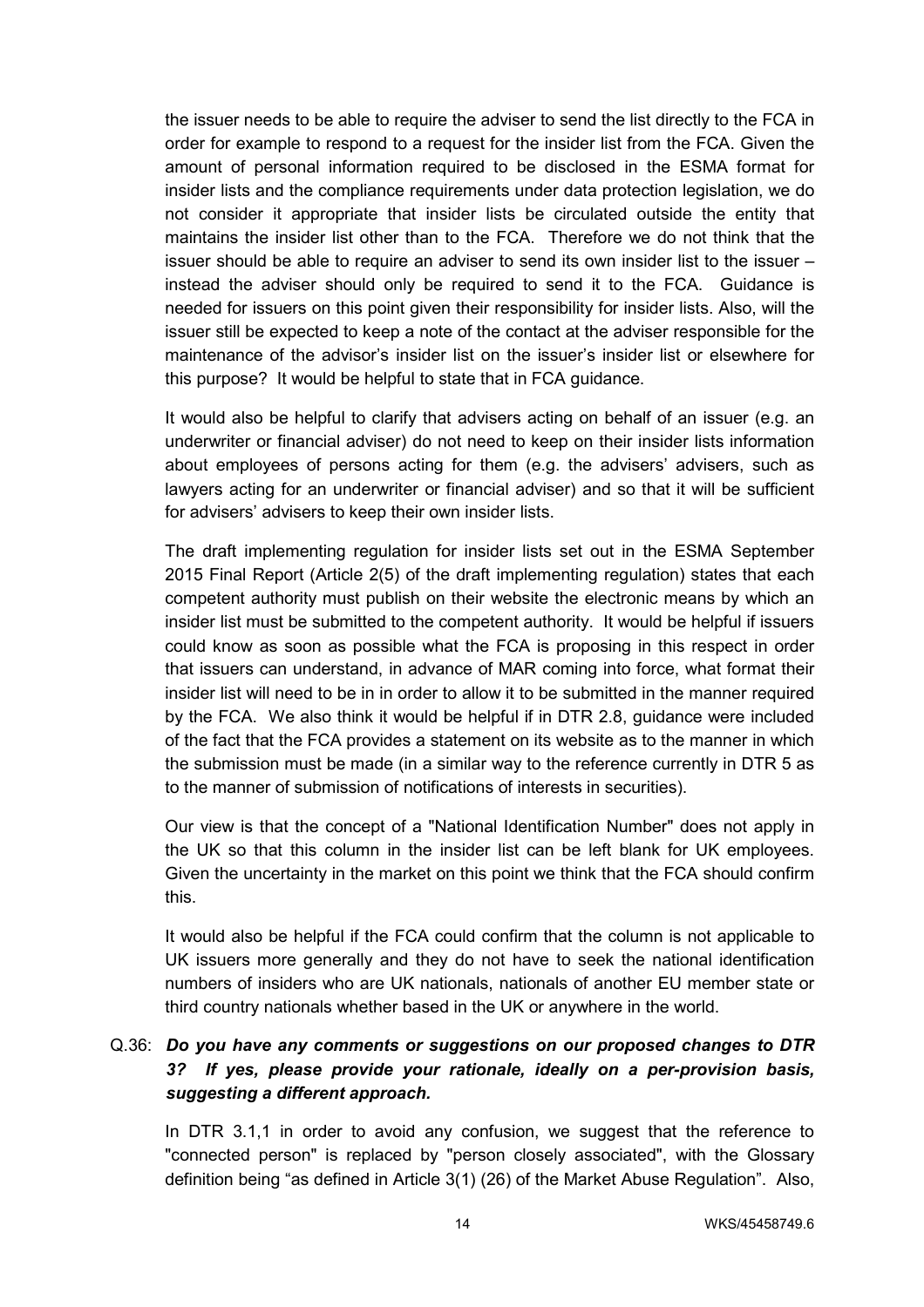the issuer needs to be able to require the adviser to send the list directly to the FCA in order for example to respond to a request for the insider list from the FCA. Given the amount of personal information required to be disclosed in the ESMA format for insider lists and the compliance requirements under data protection legislation, we do not consider it appropriate that insider lists be circulated outside the entity that maintains the insider list other than to the FCA. Therefore we do not think that the issuer should be able to require an adviser to send its own insider list to the issuer – instead the adviser should only be required to send it to the FCA. Guidance is needed for issuers on this point given their responsibility for insider lists. Also, will the issuer still be expected to keep a note of the contact at the adviser responsible for the maintenance of the advisor's insider list on the issuer's insider list or elsewhere for this purpose? It would be helpful to state that in FCA guidance.

It would also be helpful to clarify that advisers acting on behalf of an issuer (e.g. an underwriter or financial adviser) do not need to keep on their insider lists information about employees of persons acting for them (e.g. the advisers' advisers, such as lawyers acting for an underwriter or financial adviser) and so that it will be sufficient for advisers' advisers to keep their own insider lists.

The draft implementing regulation for insider lists set out in the ESMA September 2015 Final Report (Article 2(5) of the draft implementing regulation) states that each competent authority must publish on their website the electronic means by which an insider list must be submitted to the competent authority. It would be helpful if issuers could know as soon as possible what the FCA is proposing in this respect in order that issuers can understand, in advance of MAR coming into force, what format their insider list will need to be in in order to allow it to be submitted in the manner required by the FCA. We also think it would be helpful if in DTR 2.8, guidance were included of the fact that the FCA provides a statement on its website as to the manner in which the submission must be made (in a similar way to the reference currently in DTR 5 as to the manner of submission of notifications of interests in securities).

Our view is that the concept of a "National Identification Number" does not apply in the UK so that this column in the insider list can be left blank for UK employees. Given the uncertainty in the market on this point we think that the FCA should confirm this.

It would also be helpful if the FCA could confirm that the column is not applicable to UK issuers more generally and they do not have to seek the national identification numbers of insiders who are UK nationals, nationals of another EU member state or third country nationals whether based in the UK or anywhere in the world.

Q.36: ***Do you have any comments or suggestions on our proposed changes to DTR 3? If yes, please provide your rationale, ideally on a per-provision basis, suggesting a different approach.***

In DTR 3.1,1 in order to avoid any confusion, we suggest that the reference to "connected person" is replaced by "person closely associated", with the Glossary definition being "as defined in Article 3(1) (26) of the Market Abuse Regulation". Also,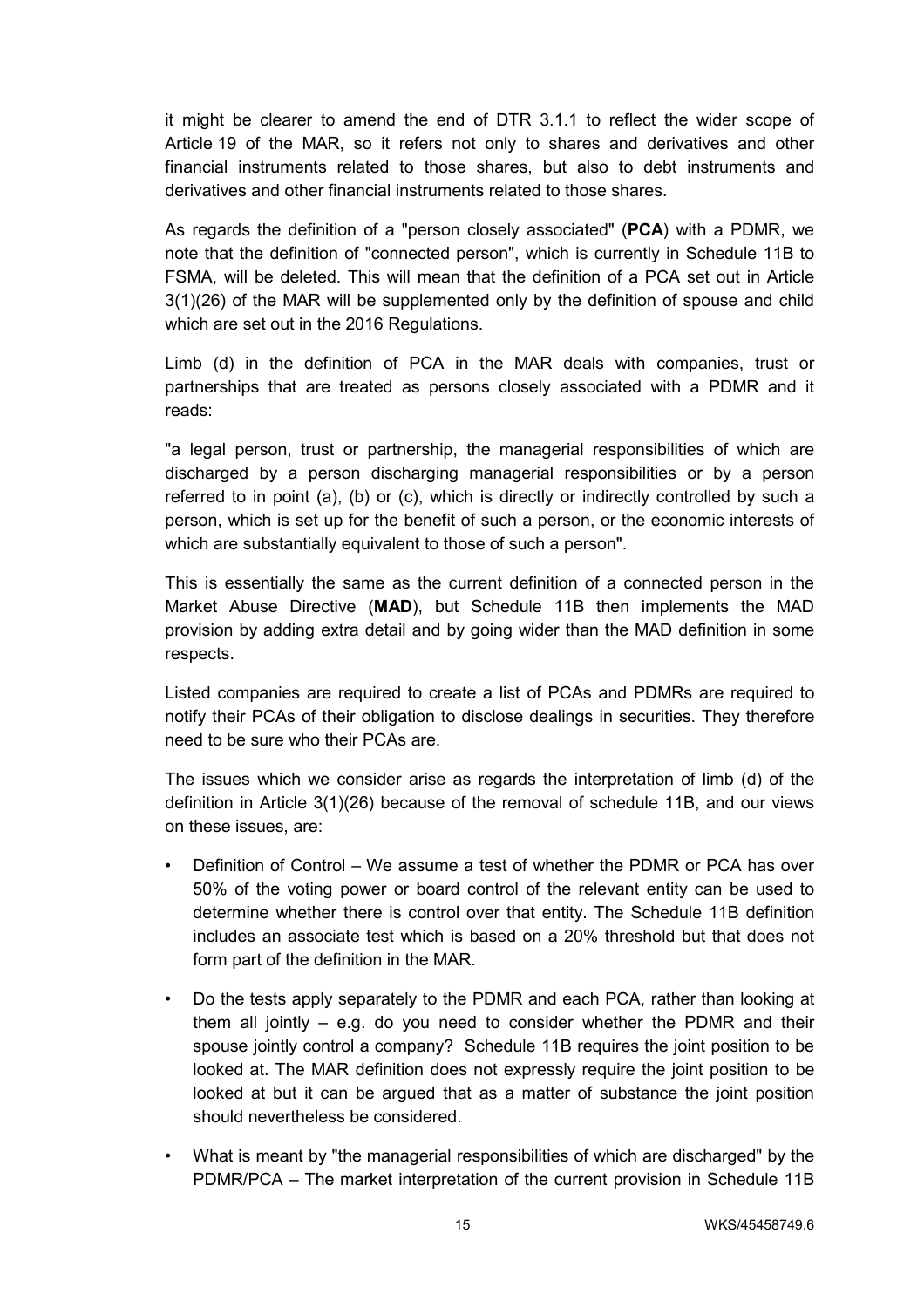it might be clearer to amend the end of DTR 3.1.1 to reflect the wider scope of Article 19 of the MAR, so it refers not only to shares and derivatives and other financial instruments related to those shares, but also to debt instruments and derivatives and other financial instruments related to those shares.

As regards the definition of a "person closely associated" (**PCA**) with a PDMR, we note that the definition of "connected person", which is currently in Schedule 11B to FSMA, will be deleted. This will mean that the definition of a PCA set out in Article 3(1)(26) of the MAR will be supplemented only by the definition of spouse and child which are set out in the 2016 Regulations.

Limb (d) in the definition of PCA in the MAR deals with companies, trust or partnerships that are treated as persons closely associated with a PDMR and it reads:

"a legal person, trust or partnership, the managerial responsibilities of which are discharged by a person discharging managerial responsibilities or by a person referred to in point (a), (b) or (c), which is directly or indirectly controlled by such a person, which is set up for the benefit of such a person, or the economic interests of which are substantially equivalent to those of such a person".

This is essentially the same as the current definition of a connected person in the Market Abuse Directive (**MAD**), but Schedule 11B then implements the MAD provision by adding extra detail and by going wider than the MAD definition in some respects.

Listed companies are required to create a list of PCAs and PDMRs are required to notify their PCAs of their obligation to disclose dealings in securities. They therefore need to be sure who their PCAs are.

The issues which we consider arise as regards the interpretation of limb (d) of the definition in Article 3(1)(26) because of the removal of schedule 11B, and our views on these issues, are:

- Definition of Control – We assume a test of whether the PDMR or PCA has over 50% of the voting power or board control of the relevant entity can be used to determine whether there is control over that entity. The Schedule 11B definition includes an associate test which is based on a 20% threshold but that does not form part of the definition in the MAR.
- Do the tests apply separately to the PDMR and each PCA, rather than looking at them all jointly – e.g. do you need to consider whether the PDMR and their spouse jointly control a company? Schedule 11B requires the joint position to be looked at. The MAR definition does not expressly require the joint position to be looked at but it can be argued that as a matter of substance the joint position should nevertheless be considered.
- What is meant by "the managerial responsibilities of which are discharged" by the PDMR/PCA – The market interpretation of the current provision in Schedule 11B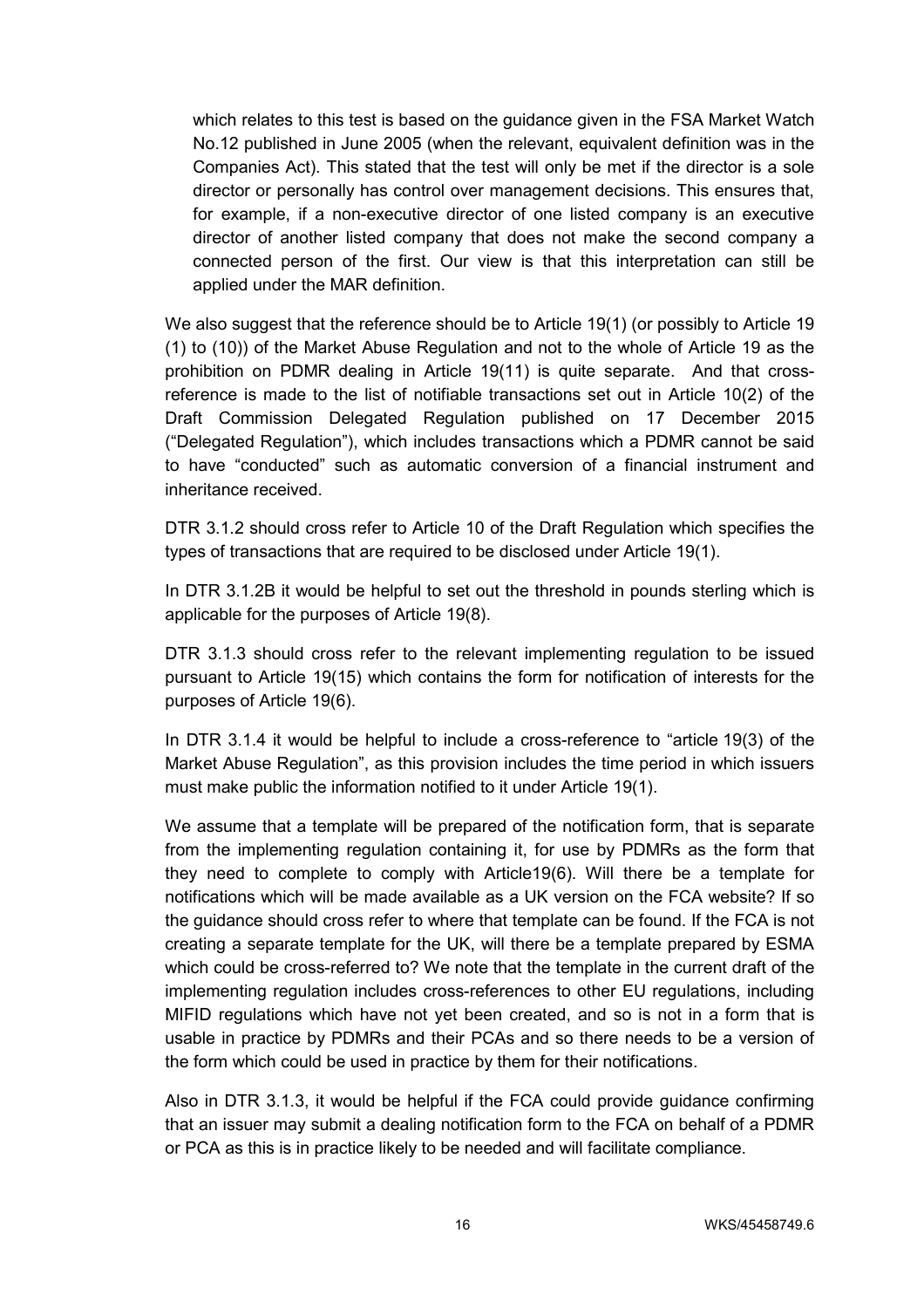which relates to this test is based on the guidance given in the FSA Market Watch No.12 published in June 2005 (when the relevant, equivalent definition was in the Companies Act). This stated that the test will only be met if the director is a sole director or personally has control over management decisions. This ensures that, for example, if a non-executive director of one listed company is an executive director of another listed company that does not make the second company a connected person of the first. Our view is that this interpretation can still be applied under the MAR definition.

We also suggest that the reference should be to Article 19(1) (or possibly to Article 19 (1) to (10)) of the Market Abuse Regulation and not to the whole of Article 19 as the prohibition on PDMR dealing in Article 19(11) is quite separate. And that cross-reference is made to the list of notifiable transactions set out in Article 10(2) of the Draft Commission Delegated Regulation published on 17 December 2015 ("Delegated Regulation"), which includes transactions which a PDMR cannot be said to have "conducted" such as automatic conversion of a financial instrument and inheritance received.

DTR 3.1.2 should cross refer to Article 10 of the Draft Regulation which specifies the types of transactions that are required to be disclosed under Article 19(1).

In DTR 3.1.2B it would be helpful to set out the threshold in pounds sterling which is applicable for the purposes of Article 19(8).

DTR 3.1.3 should cross refer to the relevant implementing regulation to be issued pursuant to Article 19(15) which contains the form for notification of interests for the purposes of Article 19(6).

In DTR 3.1.4 it would be helpful to include a cross-reference to "article 19(3) of the Market Abuse Regulation", as this provision includes the time period in which issuers must make public the information notified to it under Article 19(1).

We assume that a template will be prepared of the notification form, that is separate from the implementing regulation containing it, for use by PDMRs as the form that they need to complete to comply with Article19(6). Will there be a template for notifications which will be made available as a UK version on the FCA website? If so the guidance should cross refer to where that template can be found. If the FCA is not creating a separate template for the UK, will there be a template prepared by ESMA which could be cross-referred to? We note that the template in the current draft of the implementing regulation includes cross-references to other EU regulations, including MIFID regulations which have not yet been created, and so is not in a form that is usable in practice by PDMRs and their PCAs and so there needs to be a version of the form which could be used in practice by them for their notifications.

Also in DTR 3.1.3, it would be helpful if the FCA could provide guidance confirming that an issuer may submit a dealing notification form to the FCA on behalf of a PDMR or PCA as this is in practice likely to be needed and will facilitate compliance.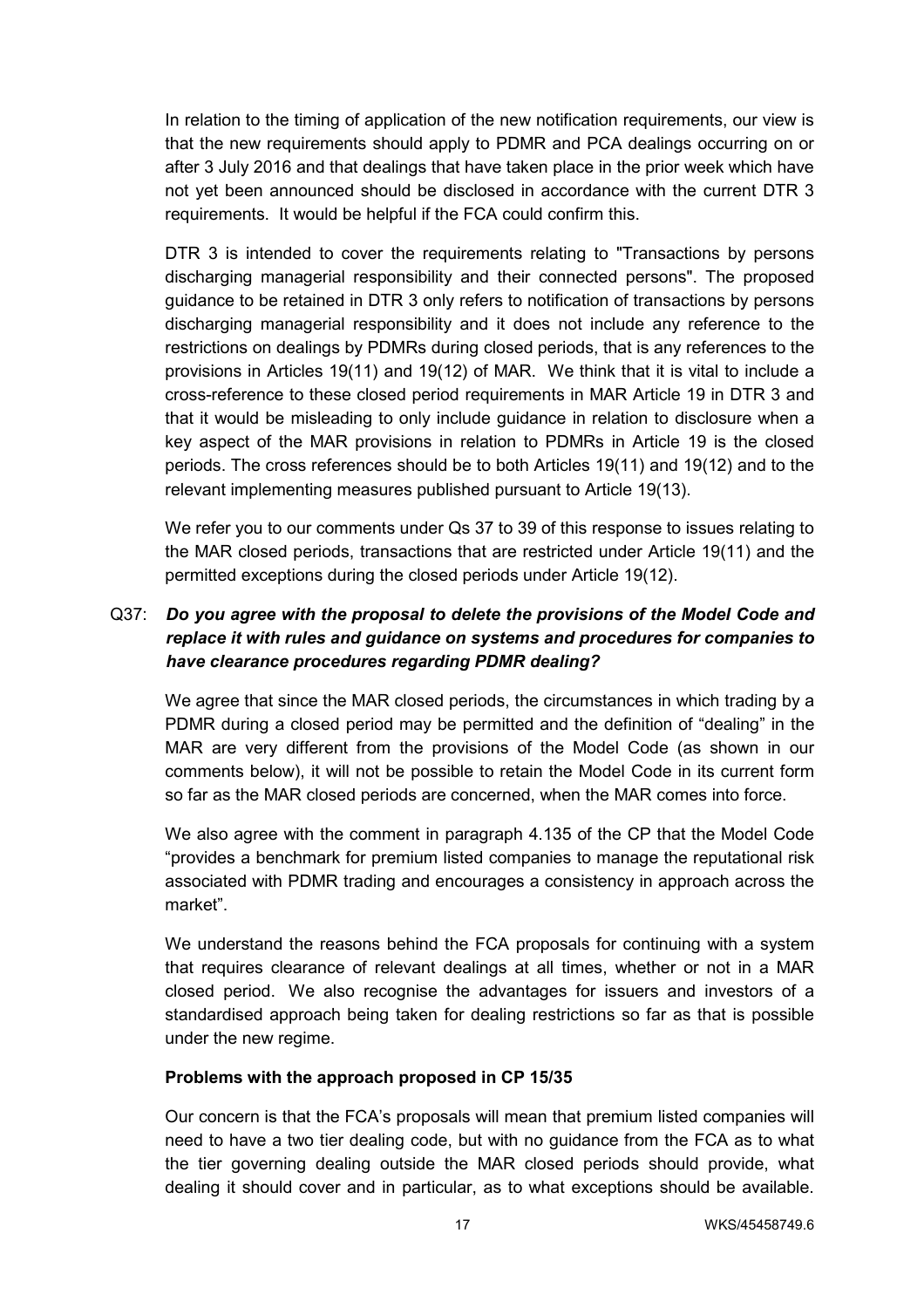In relation to the timing of application of the new notification requirements, our view is that the new requirements should apply to PDMR and PCA dealings occurring on or after 3 July 2016 and that dealings that have taken place in the prior week which have not yet been announced should be disclosed in accordance with the current DTR 3 requirements. It would be helpful if the FCA could confirm this.

DTR 3 is intended to cover the requirements relating to "Transactions by persons discharging managerial responsibility and their connected persons". The proposed guidance to be retained in DTR 3 only refers to notification of transactions by persons discharging managerial responsibility and it does not include any reference to the restrictions on dealings by PDMRs during closed periods, that is any references to the provisions in Articles 19(11) and 19(12) of MAR. We think that it is vital to include a cross-reference to these closed period requirements in MAR Article 19 in DTR 3 and that it would be misleading to only include guidance in relation to disclosure when a key aspect of the MAR provisions in relation to PDMRs in Article 19 is the closed periods. The cross references should be to both Articles 19(11) and 19(12) and to the relevant implementing measures published pursuant to Article 19(13).

We refer you to our comments under Qs 37 to 39 of this response to issues relating to the MAR closed periods, transactions that are restricted under Article 19(11) and the permitted exceptions during the closed periods under Article 19(12).

Q37: ***Do you agree with the proposal to delete the provisions of the Model Code and replace it with rules and guidance on systems and procedures for companies to have clearance procedures regarding PDMR dealing?***

We agree that since the MAR closed periods, the circumstances in which trading by a PDMR during a closed period may be permitted and the definition of "dealing" in the MAR are very different from the provisions of the Model Code (as shown in our comments below), it will not be possible to retain the Model Code in its current form so far as the MAR closed periods are concerned, when the MAR comes into force.

We also agree with the comment in paragraph 4.135 of the CP that the Model Code "provides a benchmark for premium listed companies to manage the reputational risk associated with PDMR trading and encourages a consistency in approach across the market".

We understand the reasons behind the FCA proposals for continuing with a system that requires clearance of relevant dealings at all times, whether or not in a MAR closed period. We also recognise the advantages for issuers and investors of a standardised approach being taken for dealing restrictions so far as that is possible under the new regime.

**Problems with the approach proposed in CP 15/35**

Our concern is that the FCA's proposals will mean that premium listed companies will need to have a two tier dealing code, but with no guidance from the FCA as to what the tier governing dealing outside the MAR closed periods should provide, what dealing it should cover and in particular, as to what exceptions should be available.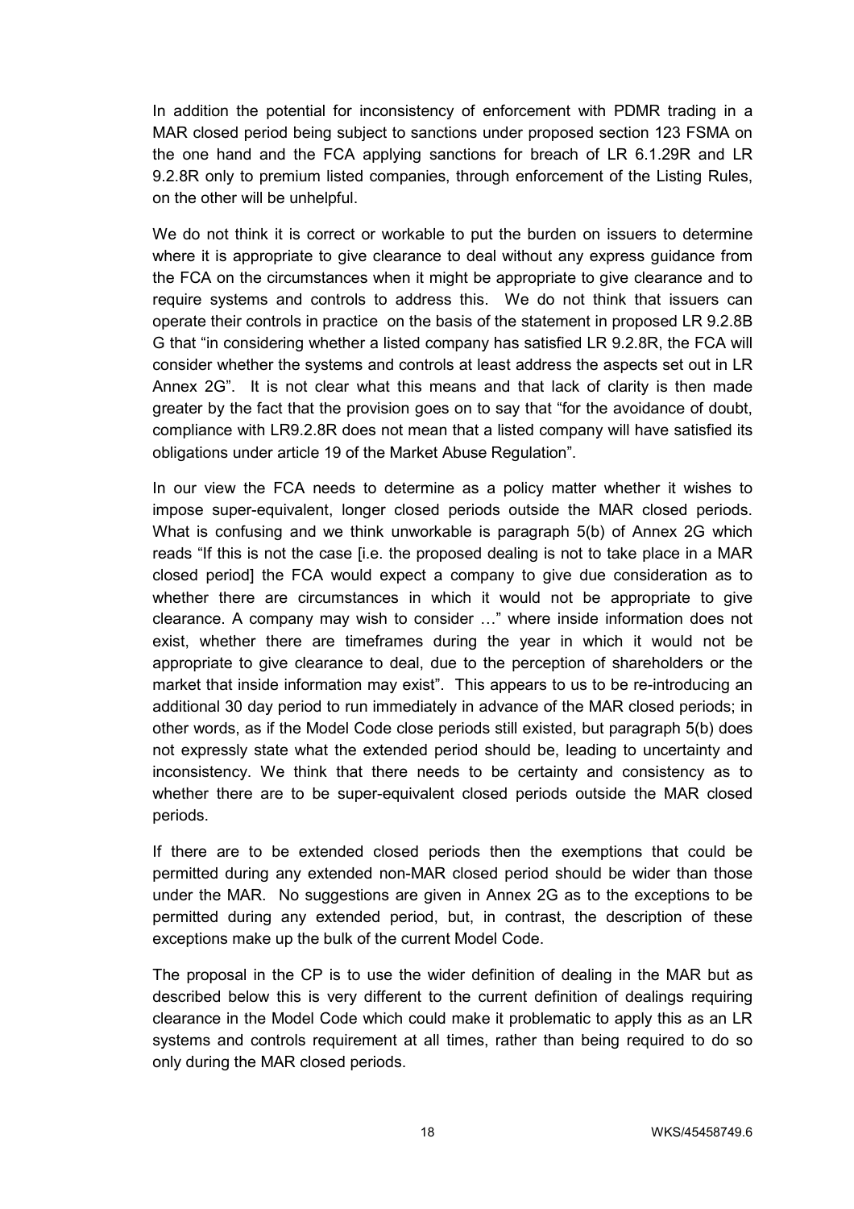In addition the potential for inconsistency of enforcement with PDMR trading in a MAR closed period being subject to sanctions under proposed section 123 FSMA on the one hand and the FCA applying sanctions for breach of LR 6.1.29R and LR 9.2.8R only to premium listed companies, through enforcement of the Listing Rules, on the other will be unhelpful.

We do not think it is correct or workable to put the burden on issuers to determine where it is appropriate to give clearance to deal without any express guidance from the FCA on the circumstances when it might be appropriate to give clearance and to require systems and controls to address this. We do not think that issuers can operate their controls in practice on the basis of the statement in proposed LR 9.2.8B G that "in considering whether a listed company has satisfied LR 9.2.8R, the FCA will consider whether the systems and controls at least address the aspects set out in LR Annex 2G". It is not clear what this means and that lack of clarity is then made greater by the fact that the provision goes on to say that "for the avoidance of doubt, compliance with LR9.2.8R does not mean that a listed company will have satisfied its obligations under article 19 of the Market Abuse Regulation".

In our view the FCA needs to determine as a policy matter whether it wishes to impose super-equivalent, longer closed periods outside the MAR closed periods. What is confusing and we think unworkable is paragraph 5(b) of Annex 2G which reads "If this is not the case [i.e. the proposed dealing is not to take place in a MAR closed period] the FCA would expect a company to give due consideration as to whether there are circumstances in which it would not be appropriate to give clearance. A company may wish to consider …" where inside information does not exist, whether there are timeframes during the year in which it would not be appropriate to give clearance to deal, due to the perception of shareholders or the market that inside information may exist". This appears to us to be re-introducing an additional 30 day period to run immediately in advance of the MAR closed periods; in other words, as if the Model Code close periods still existed, but paragraph 5(b) does not expressly state what the extended period should be, leading to uncertainty and inconsistency. We think that there needs to be certainty and consistency as to whether there are to be super-equivalent closed periods outside the MAR closed periods.

If there are to be extended closed periods then the exemptions that could be permitted during any extended non-MAR closed period should be wider than those under the MAR. No suggestions are given in Annex 2G as to the exceptions to be permitted during any extended period, but, in contrast, the description of these exceptions make up the bulk of the current Model Code.

The proposal in the CP is to use the wider definition of dealing in the MAR but as described below this is very different to the current definition of dealings requiring clearance in the Model Code which could make it problematic to apply this as an LR systems and controls requirement at all times, rather than being required to do so only during the MAR closed periods.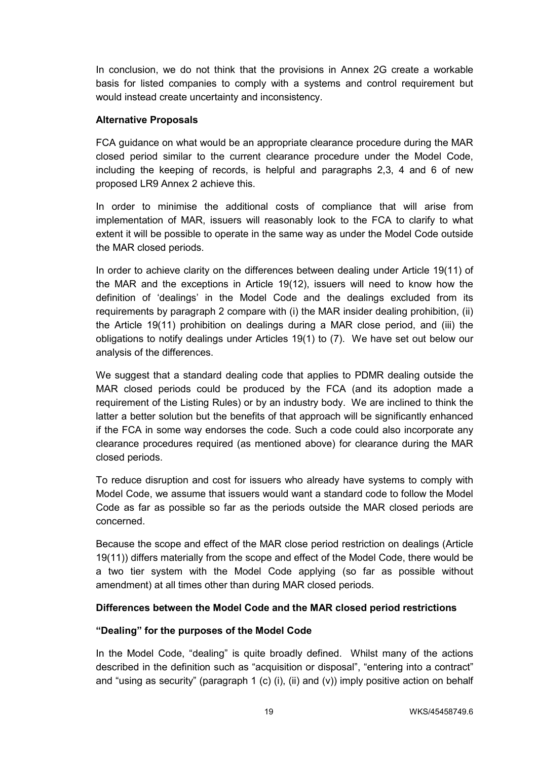In conclusion, we do not think that the provisions in Annex 2G create a workable basis for listed companies to comply with a systems and control requirement but would instead create uncertainty and inconsistency.

**Alternative Proposals**

FCA guidance on what would be an appropriate clearance procedure during the MAR closed period similar to the current clearance procedure under the Model Code, including the keeping of records, is helpful and paragraphs 2,3, 4 and 6 of new proposed LR9 Annex 2 achieve this.

In order to minimise the additional costs of compliance that will arise from implementation of MAR, issuers will reasonably look to the FCA to clarify to what extent it will be possible to operate in the same way as under the Model Code outside the MAR closed periods.

In order to achieve clarity on the differences between dealing under Article 19(11) of the MAR and the exceptions in Article 19(12), issuers will need to know how the definition of 'dealings' in the Model Code and the dealings excluded from its requirements by paragraph 2 compare with (i) the MAR insider dealing prohibition, (ii) the Article 19(11) prohibition on dealings during a MAR close period, and (iii) the obligations to notify dealings under Articles 19(1) to (7). We have set out below our analysis of the differences.

We suggest that a standard dealing code that applies to PDMR dealing outside the MAR closed periods could be produced by the FCA (and its adoption made a requirement of the Listing Rules) or by an industry body. We are inclined to think the latter a better solution but the benefits of that approach will be significantly enhanced if the FCA in some way endorses the code. Such a code could also incorporate any clearance procedures required (as mentioned above) for clearance during the MAR closed periods.

To reduce disruption and cost for issuers who already have systems to comply with Model Code, we assume that issuers would want a standard code to follow the Model Code as far as possible so far as the periods outside the MAR closed periods are concerned.

Because the scope and effect of the MAR close period restriction on dealings (Article 19(11)) differs materially from the scope and effect of the Model Code, there would be a two tier system with the Model Code applying (so far as possible without amendment) at all times other than during MAR closed periods.

**Differences between the Model Code and the MAR closed period restrictions**

**"Dealing" for the purposes of the Model Code**

In the Model Code, "dealing" is quite broadly defined. Whilst many of the actions described in the definition such as "acquisition or disposal", "entering into a contract" and "using as security" (paragraph 1 (c) (i), (ii) and (v)) imply positive action on behalf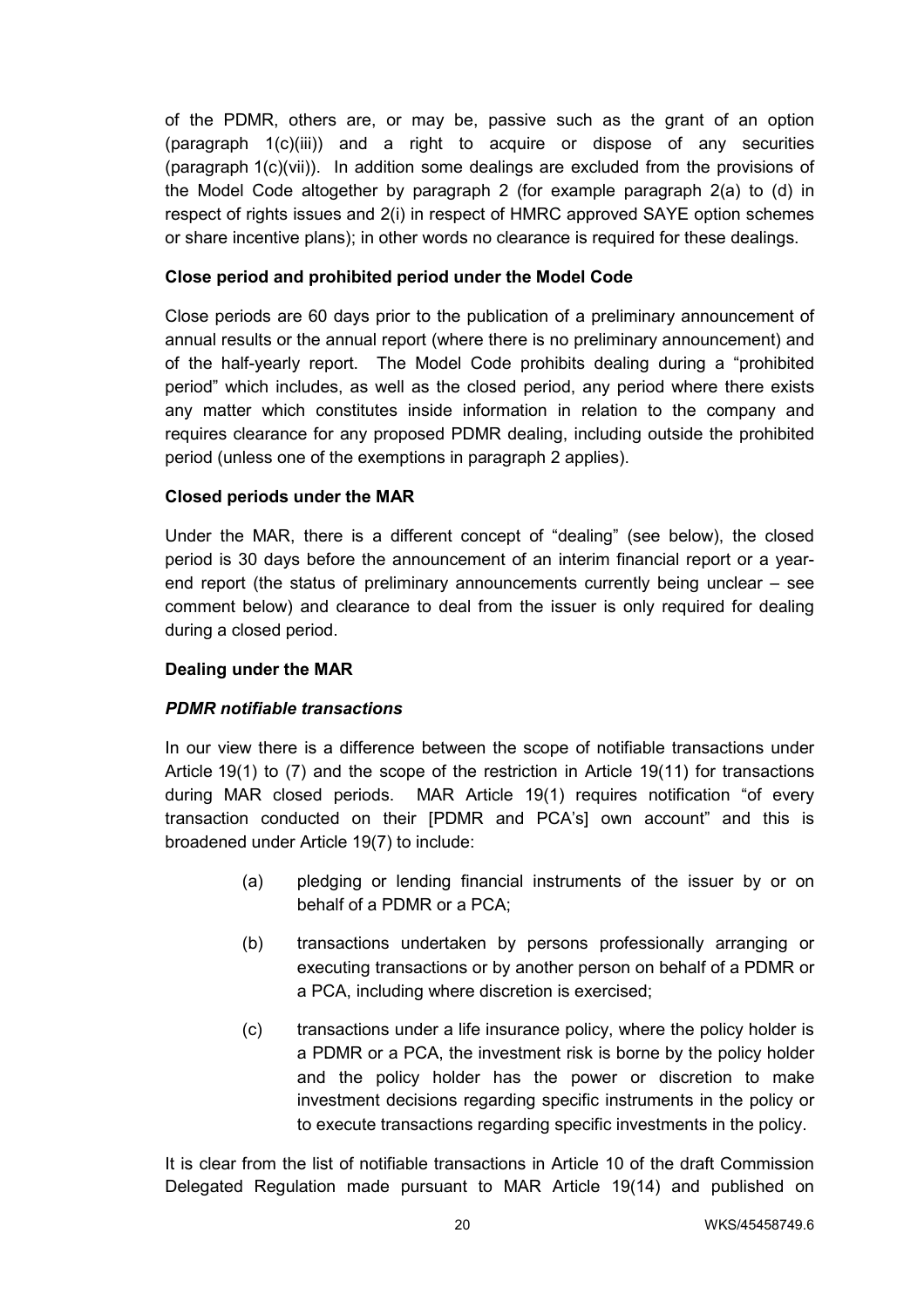of the PDMR, others are, or may be, passive such as the grant of an option (paragraph 1(c)(iii)) and a right to acquire or dispose of any securities (paragraph 1(c)(vii)). In addition some dealings are excluded from the provisions of the Model Code altogether by paragraph 2 (for example paragraph 2(a) to (d) in respect of rights issues and 2(i) in respect of HMRC approved SAYE option schemes or share incentive plans); in other words no clearance is required for these dealings.

**Close period and prohibited period under the Model Code**

Close periods are 60 days prior to the publication of a preliminary announcement of annual results or the annual report (where there is no preliminary announcement) and of the half-yearly report. The Model Code prohibits dealing during a "prohibited period" which includes, as well as the closed period, any period where there exists any matter which constitutes inside information in relation to the company and requires clearance for any proposed PDMR dealing, including outside the prohibited period (unless one of the exemptions in paragraph 2 applies).

**Closed periods under the MAR**

Under the MAR, there is a different concept of "dealing" (see below), the closed period is 30 days before the announcement of an interim financial report or a year-end report (the status of preliminary announcements currently being unclear – see comment below) and clearance to deal from the issuer is only required for dealing during a closed period.

**Dealing under the MAR**

***PDMR notifiable transactions***

In our view there is a difference between the scope of notifiable transactions under Article 19(1) to (7) and the scope of the restriction in Article 19(11) for transactions during MAR closed periods. MAR Article 19(1) requires notification "of every transaction conducted on their [PDMR and PCA's] own account" and this is broadened under Article 19(7) to include:

(a) pledging or lending financial instruments of the issuer by or on behalf of a PDMR or a PCA;

(b) transactions undertaken by persons professionally arranging or executing transactions or by another person on behalf of a PDMR or a PCA, including where discretion is exercised;

(c) transactions under a life insurance policy, where the policy holder is a PDMR or a PCA, the investment risk is borne by the policy holder and the policy holder has the power or discretion to make investment decisions regarding specific instruments in the policy or to execute transactions regarding specific investments in the policy.

It is clear from the list of notifiable transactions in Article 10 of the draft Commission Delegated Regulation made pursuant to MAR Article 19(14) and published on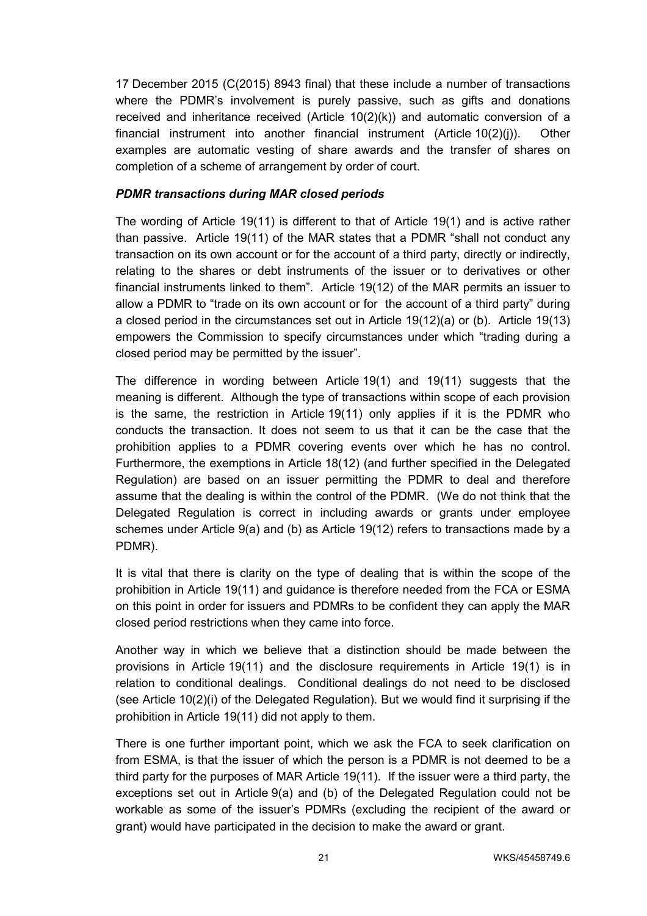17 December 2015 (C(2015) 8943 final) that these include a number of transactions where the PDMR's involvement is purely passive, such as gifts and donations received and inheritance received (Article 10(2)(k)) and automatic conversion of a financial instrument into another financial instrument (Article 10(2)(j)). Other examples are automatic vesting of share awards and the transfer of shares on completion of a scheme of arrangement by order of court.

***PDMR transactions during MAR closed periods***

The wording of Article 19(11) is different to that of Article 19(1) and is active rather than passive. Article 19(11) of the MAR states that a PDMR "shall not conduct any transaction on its own account or for the account of a third party, directly or indirectly, relating to the shares or debt instruments of the issuer or to derivatives or other financial instruments linked to them". Article 19(12) of the MAR permits an issuer to allow a PDMR to "trade on its own account or for the account of a third party" during a closed period in the circumstances set out in Article 19(12)(a) or (b). Article 19(13) empowers the Commission to specify circumstances under which "trading during a closed period may be permitted by the issuer".

The difference in wording between Article 19(1) and 19(11) suggests that the meaning is different. Although the type of transactions within scope of each provision is the same, the restriction in Article 19(11) only applies if it is the PDMR who conducts the transaction. It does not seem to us that it can be the case that the prohibition applies to a PDMR covering events over which he has no control. Furthermore, the exemptions in Article 18(12) (and further specified in the Delegated Regulation) are based on an issuer permitting the PDMR to deal and therefore assume that the dealing is within the control of the PDMR. (We do not think that the Delegated Regulation is correct in including awards or grants under employee schemes under Article 9(a) and (b) as Article 19(12) refers to transactions made by a PDMR).

It is vital that there is clarity on the type of dealing that is within the scope of the prohibition in Article 19(11) and guidance is therefore needed from the FCA or ESMA on this point in order for issuers and PDMRs to be confident they can apply the MAR closed period restrictions when they came into force.

Another way in which we believe that a distinction should be made between the provisions in Article 19(11) and the disclosure requirements in Article 19(1) is in relation to conditional dealings. Conditional dealings do not need to be disclosed (see Article 10(2)(i) of the Delegated Regulation). But we would find it surprising if the prohibition in Article 19(11) did not apply to them.

There is one further important point, which we ask the FCA to seek clarification on from ESMA, is that the issuer of which the person is a PDMR is not deemed to be a third party for the purposes of MAR Article 19(11). If the issuer were a third party, the exceptions set out in Article 9(a) and (b) of the Delegated Regulation could not be workable as some of the issuer's PDMRs (excluding the recipient of the award or grant) would have participated in the decision to make the award or grant.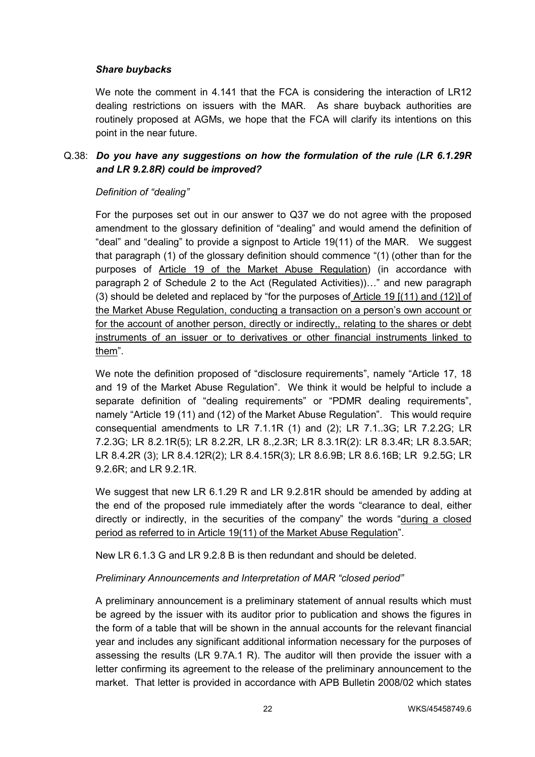***Share buybacks***

We note the comment in 4.141 that the FCA is considering the interaction of LR12 dealing restrictions on issuers with the MAR. As share buyback authorities are routinely proposed at AGMs, we hope that the FCA will clarify its intentions on this point in the near future.

Q.38: ***Do you have any suggestions on how the formulation of the rule (LR 6.1.29R and LR 9.2.8R) could be improved?***

*Definition of "dealing"*

For the purposes set out in our answer to Q37 we do not agree with the proposed amendment to the glossary definition of "dealing" and would amend the definition of "deal" and "dealing" to provide a signpost to Article 19(11) of the MAR. We suggest that paragraph (1) of the glossary definition should commence "(1) (other than for the purposes of <u>Article 19 of the Market Abuse Regulation</u>) (in accordance with paragraph 2 of Schedule 2 to the Act (Regulated Activities))…" and new paragraph (3) should be deleted and replaced by "for the purposes of <u>Article 19 [(11) and (12)] of the Market Abuse Regulation, conducting a transaction on a person's own account or for the account of another person, directly or indirectly,, relating to the shares or debt instruments of an issuer or to derivatives or other financial instruments linked to them</u>".

We note the definition proposed of "disclosure requirements", namely "Article 17, 18 and 19 of the Market Abuse Regulation". We think it would be helpful to include a separate definition of "dealing requirements" or "PDMR dealing requirements", namely "Article 19 (11) and (12) of the Market Abuse Regulation". This would require consequential amendments to LR 7.1.1R (1) and (2); LR 7.1..3G; LR 7.2.2G; LR 7.2.3G; LR 8.2.1R(5); LR 8.2.2R, LR 8.,2.3R; LR 8.3.1R(2): LR 8.3.4R; LR 8.3.5AR; LR 8.4.2R (3); LR 8.4.12R(2); LR 8.4.15R(3); LR 8.6.9B; LR 8.6.16B; LR 9.2.5G; LR 9.2.6R; and LR 9.2.1R.

We suggest that new LR 6.1.29 R and LR 9.2.81R should be amended by adding at the end of the proposed rule immediately after the words "clearance to deal, either directly or indirectly, in the securities of the company" the words "<u>during a closed period as referred to in Article 19(11) of the Market Abuse Regulation</u>".

New LR 6.1.3 G and LR 9.2.8 B is then redundant and should be deleted.

*Preliminary Announcements and Interpretation of MAR "closed period"*

A preliminary announcement is a preliminary statement of annual results which must be agreed by the issuer with its auditor prior to publication and shows the figures in the form of a table that will be shown in the annual accounts for the relevant financial year and includes any significant additional information necessary for the purposes of assessing the results (LR 9.7A.1 R). The auditor will then provide the issuer with a letter confirming its agreement to the release of the preliminary announcement to the market. That letter is provided in accordance with APB Bulletin 2008/02 which states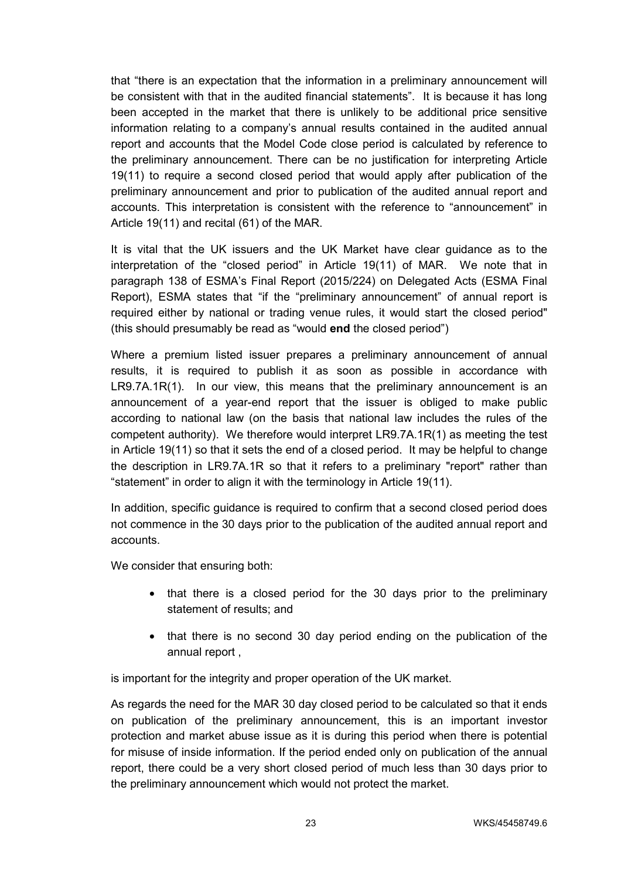that "there is an expectation that the information in a preliminary announcement will be consistent with that in the audited financial statements". It is because it has long been accepted in the market that there is unlikely to be additional price sensitive information relating to a company's annual results contained in the audited annual report and accounts that the Model Code close period is calculated by reference to the preliminary announcement. There can be no justification for interpreting Article 19(11) to require a second closed period that would apply after publication of the preliminary announcement and prior to publication of the audited annual report and accounts. This interpretation is consistent with the reference to "announcement" in Article 19(11) and recital (61) of the MAR.

It is vital that the UK issuers and the UK Market have clear guidance as to the interpretation of the "closed period" in Article 19(11) of MAR. We note that in paragraph 138 of ESMA's Final Report (2015/224) on Delegated Acts (ESMA Final Report), ESMA states that "if the "preliminary announcement" of annual report is required either by national or trading venue rules, it would start the closed period" (this should presumably be read as "would **end** the closed period")

Where a premium listed issuer prepares a preliminary announcement of annual results, it is required to publish it as soon as possible in accordance with LR9.7A.1R(1). In our view, this means that the preliminary announcement is an announcement of a year-end report that the issuer is obliged to make public according to national law (on the basis that national law includes the rules of the competent authority). We therefore would interpret LR9.7A.1R(1) as meeting the test in Article 19(11) so that it sets the end of a closed period. It may be helpful to change the description in LR9.7A.1R so that it refers to a preliminary "report" rather than "statement" in order to align it with the terminology in Article 19(11).

In addition, specific guidance is required to confirm that a second closed period does not commence in the 30 days prior to the publication of the audited annual report and accounts.

We consider that ensuring both:

- that there is a closed period for the 30 days prior to the preliminary statement of results; and
- that there is no second 30 day period ending on the publication of the annual report ,

is important for the integrity and proper operation of the UK market.

As regards the need for the MAR 30 day closed period to be calculated so that it ends on publication of the preliminary announcement, this is an important investor protection and market abuse issue as it is during this period when there is potential for misuse of inside information. If the period ended only on publication of the annual report, there could be a very short closed period of much less than 30 days prior to the preliminary announcement which would not protect the market.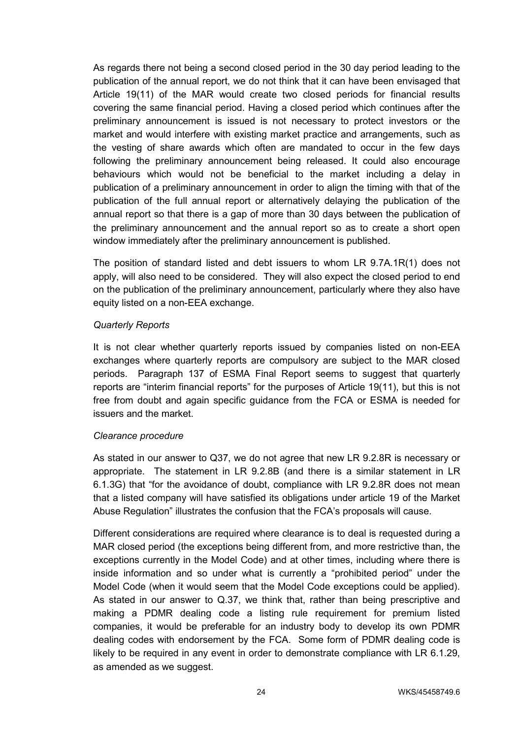As regards there not being a second closed period in the 30 day period leading to the publication of the annual report, we do not think that it can have been envisaged that Article 19(11) of the MAR would create two closed periods for financial results covering the same financial period. Having a closed period which continues after the preliminary announcement is issued is not necessary to protect investors or the market and would interfere with existing market practice and arrangements, such as the vesting of share awards which often are mandated to occur in the few days following the preliminary announcement being released. It could also encourage behaviours which would not be beneficial to the market including a delay in publication of a preliminary announcement in order to align the timing with that of the publication of the full annual report or alternatively delaying the publication of the annual report so that there is a gap of more than 30 days between the publication of the preliminary announcement and the annual report so as to create a short open window immediately after the preliminary announcement is published.

The position of standard listed and debt issuers to whom LR 9.7A.1R(1) does not apply, will also need to be considered. They will also expect the closed period to end on the publication of the preliminary announcement, particularly where they also have equity listed on a non-EEA exchange.

*Quarterly Reports*

It is not clear whether quarterly reports issued by companies listed on non-EEA exchanges where quarterly reports are compulsory are subject to the MAR closed periods. Paragraph 137 of ESMA Final Report seems to suggest that quarterly reports are "interim financial reports" for the purposes of Article 19(11), but this is not free from doubt and again specific guidance from the FCA or ESMA is needed for issuers and the market.

*Clearance procedure*

As stated in our answer to Q37, we do not agree that new LR 9.2.8R is necessary or appropriate. The statement in LR 9.2.8B (and there is a similar statement in LR 6.1.3G) that "for the avoidance of doubt, compliance with LR 9.2.8R does not mean that a listed company will have satisfied its obligations under article 19 of the Market Abuse Regulation" illustrates the confusion that the FCA's proposals will cause.

Different considerations are required where clearance is to deal is requested during a MAR closed period (the exceptions being different from, and more restrictive than, the exceptions currently in the Model Code) and at other times, including where there is inside information and so under what is currently a "prohibited period" under the Model Code (when it would seem that the Model Code exceptions could be applied). As stated in our answer to Q.37, we think that, rather than being prescriptive and making a PDMR dealing code a listing rule requirement for premium listed companies, it would be preferable for an industry body to develop its own PDMR dealing codes with endorsement by the FCA. Some form of PDMR dealing code is likely to be required in any event in order to demonstrate compliance with LR 6.1.29, as amended as we suggest.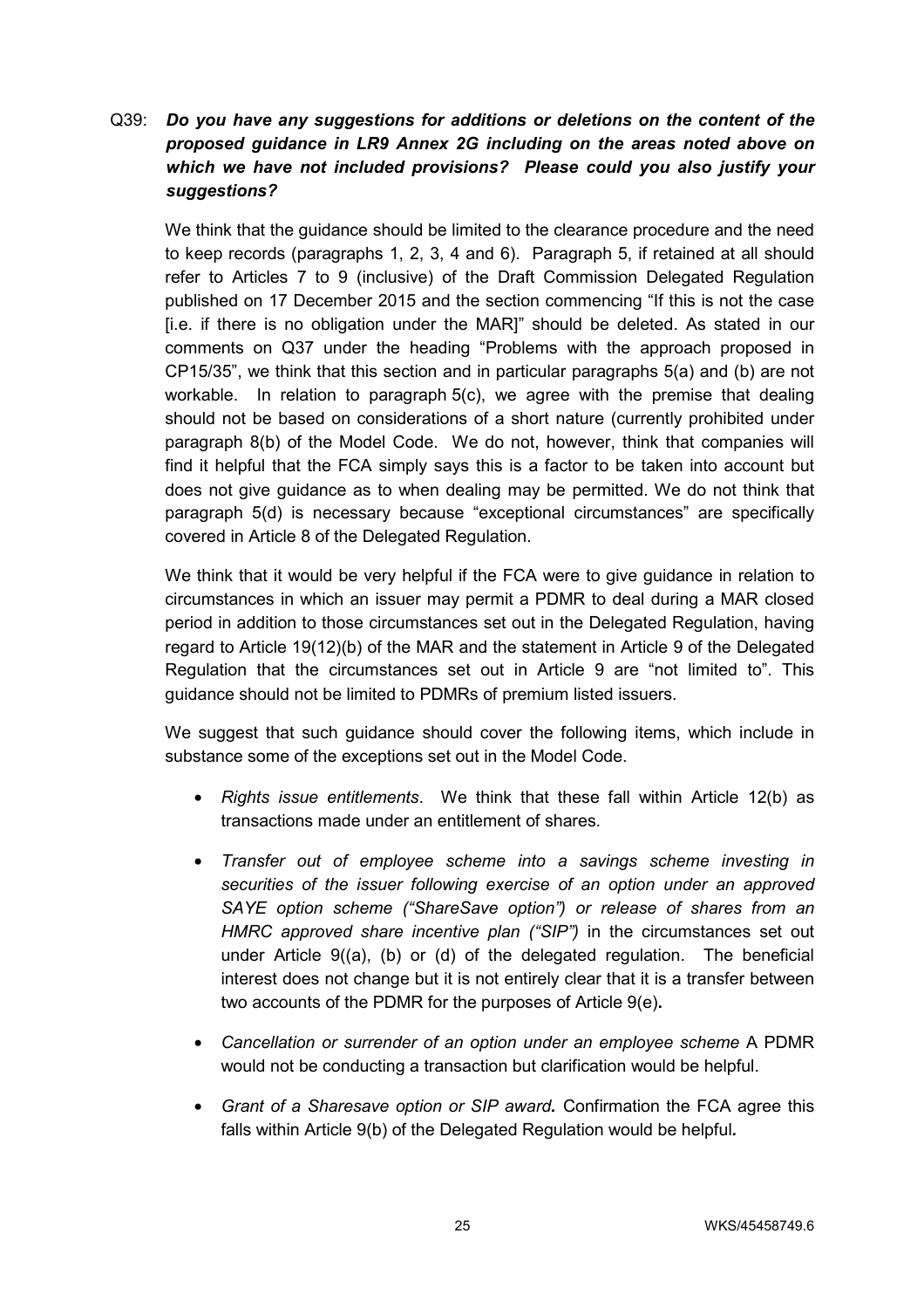Q39: ***Do you have any suggestions for additions or deletions on the content of the proposed guidance in LR9 Annex 2G including on the areas noted above on which we have not included provisions? Please could you also justify your suggestions?***

We think that the guidance should be limited to the clearance procedure and the need to keep records (paragraphs 1, 2, 3, 4 and 6). Paragraph 5, if retained at all should refer to Articles 7 to 9 (inclusive) of the Draft Commission Delegated Regulation published on 17 December 2015 and the section commencing "If this is not the case [i.e. if there is no obligation under the MAR]" should be deleted. As stated in our comments on Q37 under the heading "Problems with the approach proposed in CP15/35", we think that this section and in particular paragraphs 5(a) and (b) are not workable. In relation to paragraph 5(c), we agree with the premise that dealing should not be based on considerations of a short nature (currently prohibited under paragraph 8(b) of the Model Code. We do not, however, think that companies will find it helpful that the FCA simply says this is a factor to be taken into account but does not give guidance as to when dealing may be permitted. We do not think that paragraph 5(d) is necessary because "exceptional circumstances" are specifically covered in Article 8 of the Delegated Regulation.

We think that it would be very helpful if the FCA were to give guidance in relation to circumstances in which an issuer may permit a PDMR to deal during a MAR closed period in addition to those circumstances set out in the Delegated Regulation, having regard to Article 19(12)(b) of the MAR and the statement in Article 9 of the Delegated Regulation that the circumstances set out in Article 9 are "not limited to". This guidance should not be limited to PDMRs of premium listed issuers.

We suggest that such guidance should cover the following items, which include in substance some of the exceptions set out in the Model Code.

- *Rights issue entitlements*. We think that these fall within Article 12(b) as transactions made under an entitlement of shares.
- *Transfer out of employee scheme into a savings scheme investing in securities of the issuer following exercise of an option under an approved SAYE option scheme ("ShareSave option") or release of shares from an HMRC approved share incentive plan ("SIP")* in the circumstances set out under Article 9((a), (b) or (d) of the delegated regulation. The beneficial interest does not change but it is not entirely clear that it is a transfer between two accounts of the PDMR for the purposes of Article 9(e)**.**
- *Cancellation or surrender of an option under an employee scheme* A PDMR would not be conducting a transaction but clarification would be helpful.
- *Grant of a Sharesave option or SIP award.* Confirmation the FCA agree this falls within Article 9(b) of the Delegated Regulation would be helpful*.*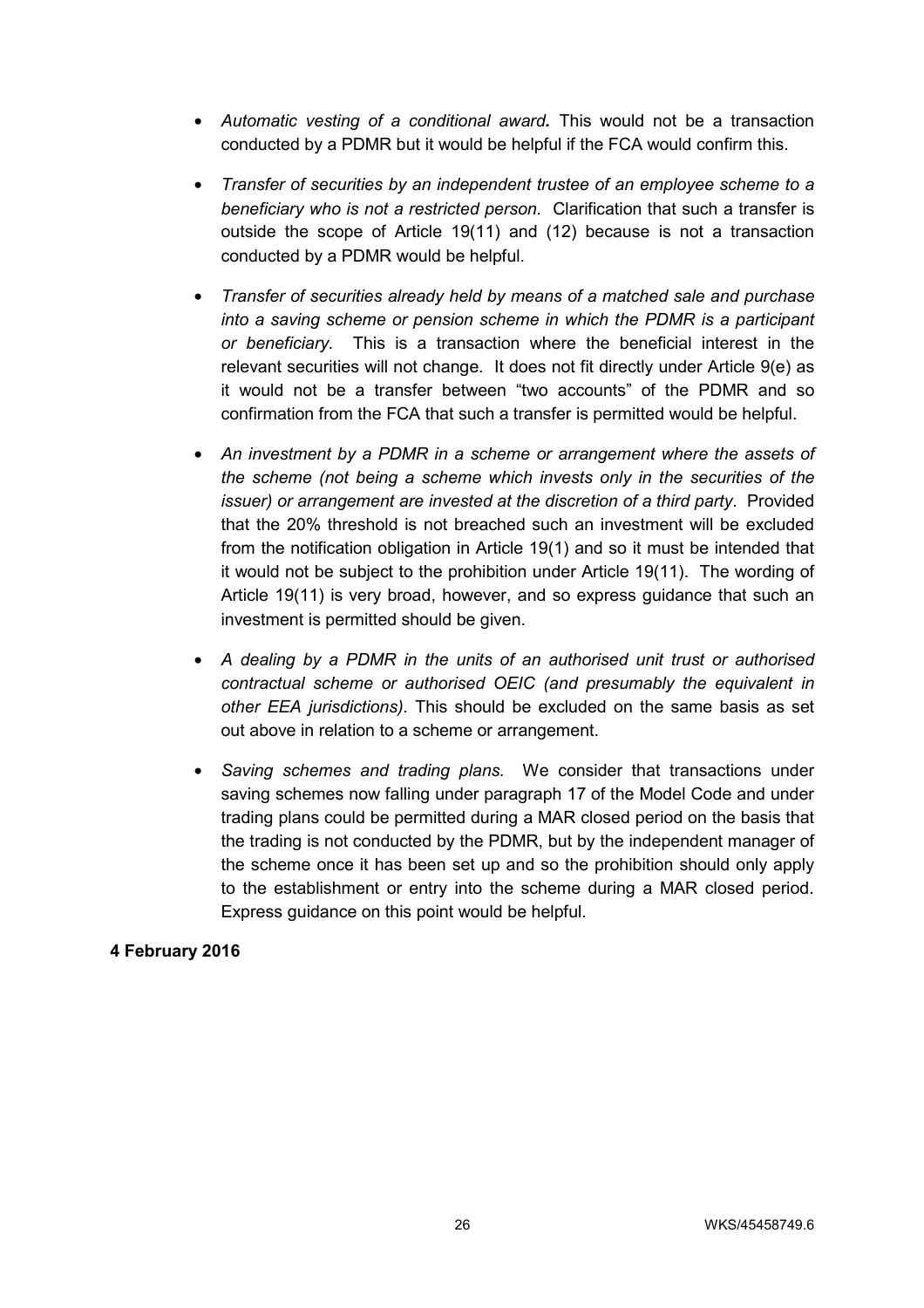- *Automatic vesting of a conditional award.* This would not be a transaction conducted by a PDMR but it would be helpful if the FCA would confirm this.

- *Transfer of securities by an independent trustee of an employee scheme to a beneficiary who is not a restricted person.* Clarification that such a transfer is outside the scope of Article 19(11) and (12) because is not a transaction conducted by a PDMR would be helpful.

- *Transfer of securities already held by means of a matched sale and purchase into a saving scheme or pension scheme in which the PDMR is a participant or beneficiary.* This is a transaction where the beneficial interest in the relevant securities will not change. It does not fit directly under Article 9(e) as it would not be a transfer between "two accounts" of the PDMR and so confirmation from the FCA that such a transfer is permitted would be helpful.

- *An investment by a PDMR in a scheme or arrangement where the assets of the scheme (not being a scheme which invests only in the securities of the issuer) or arrangement are invested at the discretion of a third party*. Provided that the 20% threshold is not breached such an investment will be excluded from the notification obligation in Article 19(1) and so it must be intended that it would not be subject to the prohibition under Article 19(11). The wording of Article 19(11) is very broad, however, and so express guidance that such an investment is permitted should be given.

- *A dealing by a PDMR in the units of an authorised unit trust or authorised contractual scheme or authorised OEIC (and presumably the equivalent in other EEA jurisdictions).* This should be excluded on the same basis as set out above in relation to a scheme or arrangement.

- *Saving schemes and trading plans.* We consider that transactions under saving schemes now falling under paragraph 17 of the Model Code and under trading plans could be permitted during a MAR closed period on the basis that the trading is not conducted by the PDMR, but by the independent manager of the scheme once it has been set up and so the prohibition should only apply to the establishment or entry into the scheme during a MAR closed period. Express guidance on this point would be helpful.

**4 February 2016**

WKS/45458749.6